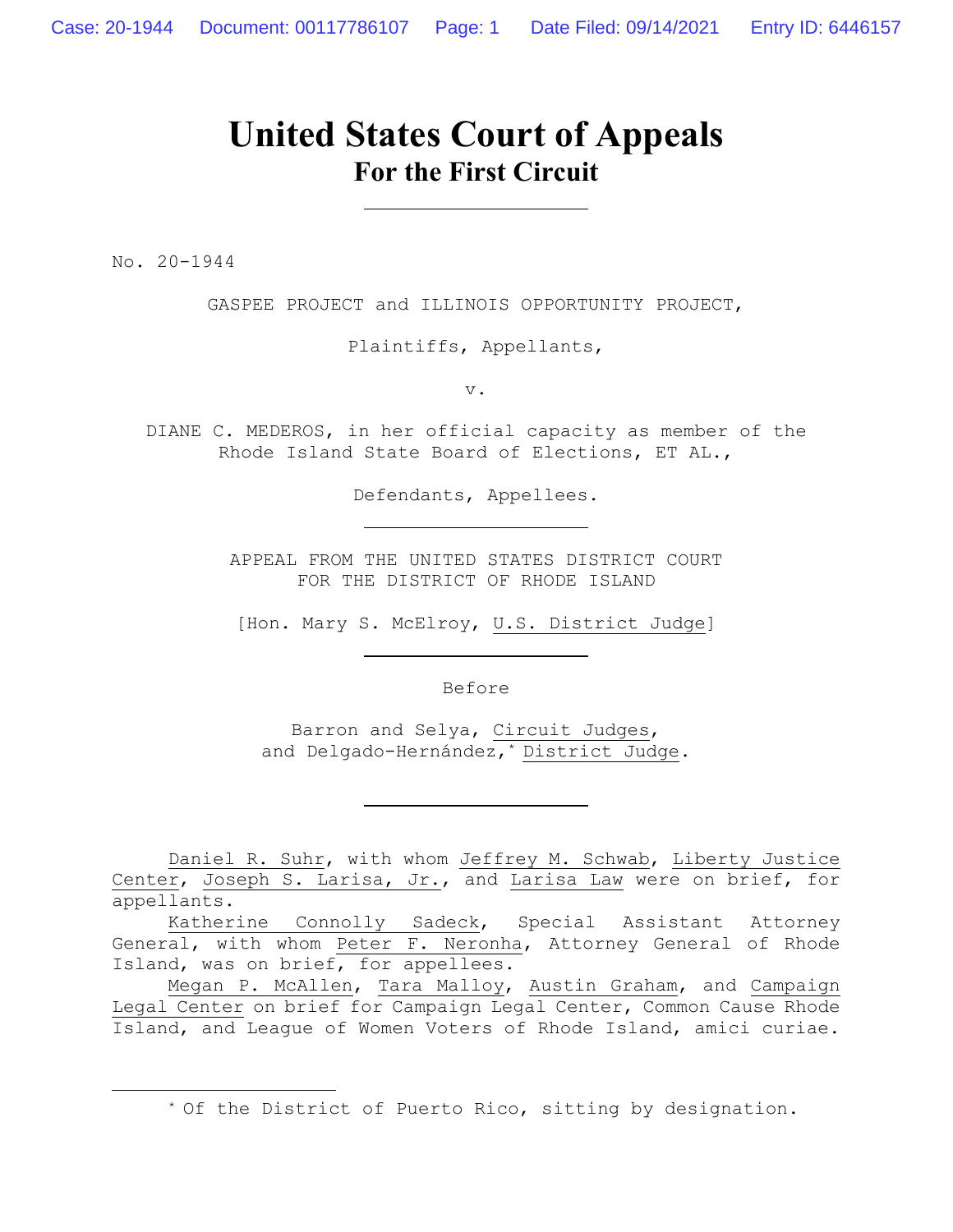# United States Court of Appeals
## For the First Circuit

No. 20-1944

GASPEE PROJECT and ILLINOIS OPPORTUNITY PROJECT,

Plaintiffs, Appellants,

v.

DIANE C. MEDEROS, in her official capacity as member of the Rhode Island State Board of Elections, ET AL.,

Defendants, Appellees.

APPEAL FROM THE UNITED STATES DISTRICT COURT
FOR THE DISTRICT OF RHODE ISLAND

[Hon. Mary S. McElroy, U.S. District Judge]

Before

Barron and Selya, Circuit Judges,
and Delgado-Hernández,* District Judge.

Daniel R. Suhr, with whom Jeffrey M. Schwab, Liberty Justice Center, Joseph S. Larisa, Jr., and Larisa Law were on brief, for appellants.

Katherine Connolly Sadeck, Special Assistant Attorney General, with whom Peter F. Neronha, Attorney General of Rhode Island, was on brief, for appellees.

Megan P. McAllen, Tara Malloy, Austin Graham, and Campaign Legal Center on brief for Campaign Legal Center, Common Cause Rhode Island, and League of Women Voters of Rhode Island, amici curiae.

---

* Of the District of Puerto Rico, sitting by designation.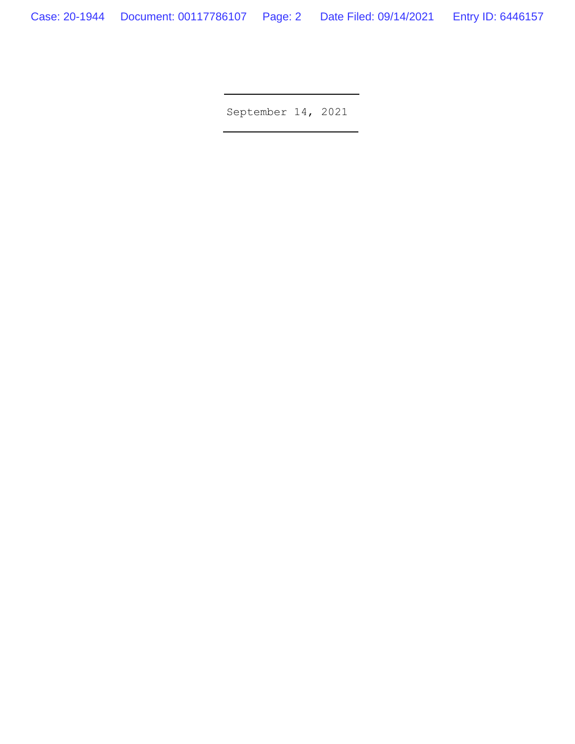September 14, 2021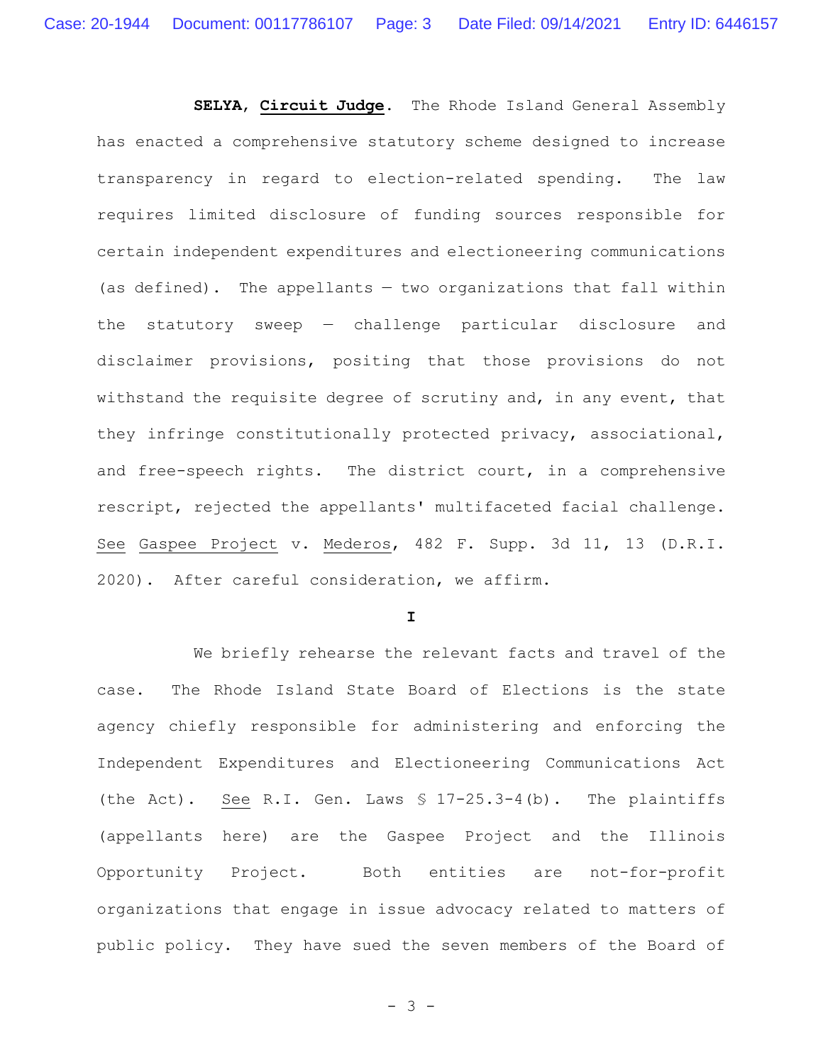**SELYA**, **Circuit Judge**. The Rhode Island General Assembly has enacted a comprehensive statutory scheme designed to increase transparency in regard to election-related spending. The law requires limited disclosure of funding sources responsible for certain independent expenditures and electioneering communications (as defined). The appellants — two organizations that fall within the statutory sweep — challenge particular disclosure and disclaimer provisions, positing that those provisions do not withstand the requisite degree of scrutiny and, in any event, that they infringe constitutionally protected privacy, associational, and free-speech rights. The district court, in a comprehensive rescript, rejected the appellants' multifaceted facial challenge. See Gaspee Project v. Mederos, 482 F. Supp. 3d 11, 13 (D.R.I. 2020). After careful consideration, we affirm.

**I**

We briefly rehearse the relevant facts and travel of the case. The Rhode Island State Board of Elections is the state agency chiefly responsible for administering and enforcing the Independent Expenditures and Electioneering Communications Act (the Act). See R.I. Gen. Laws § 17-25.3-4(b). The plaintiffs (appellants here) are the Gaspee Project and the Illinois Opportunity Project. Both entities are not-for-profit organizations that engage in issue advocacy related to matters of public policy. They have sued the seven members of the Board of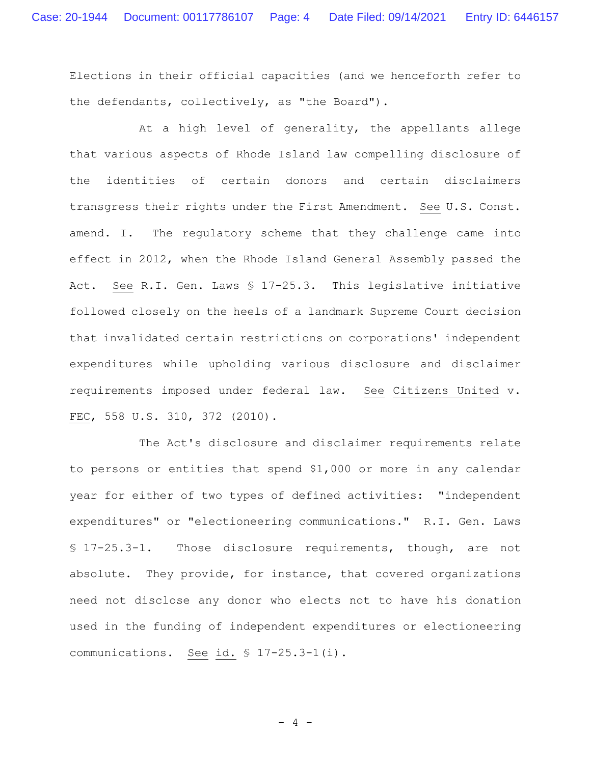Elections in their official capacities (and we henceforth refer to the defendants, collectively, as "the Board").

At a high level of generality, the appellants allege that various aspects of Rhode Island law compelling disclosure of the identities of certain donors and certain disclaimers transgress their rights under the First Amendment. See U.S. Const. amend. I. The regulatory scheme that they challenge came into effect in 2012, when the Rhode Island General Assembly passed the Act. See R.I. Gen. Laws § 17-25.3. This legislative initiative followed closely on the heels of a landmark Supreme Court decision that invalidated certain restrictions on corporations' independent expenditures while upholding various disclosure and disclaimer requirements imposed under federal law. See Citizens United v. FEC, 558 U.S. 310, 372 (2010).

The Act's disclosure and disclaimer requirements relate to persons or entities that spend $1,000 or more in any calendar year for either of two types of defined activities: "independent expenditures" or "electioneering communications." R.I. Gen. Laws § 17-25.3-1. Those disclosure requirements, though, are not absolute. They provide, for instance, that covered organizations need not disclose any donor who elects not to have his donation used in the funding of independent expenditures or electioneering communications. See id. § 17-25.3-1(i).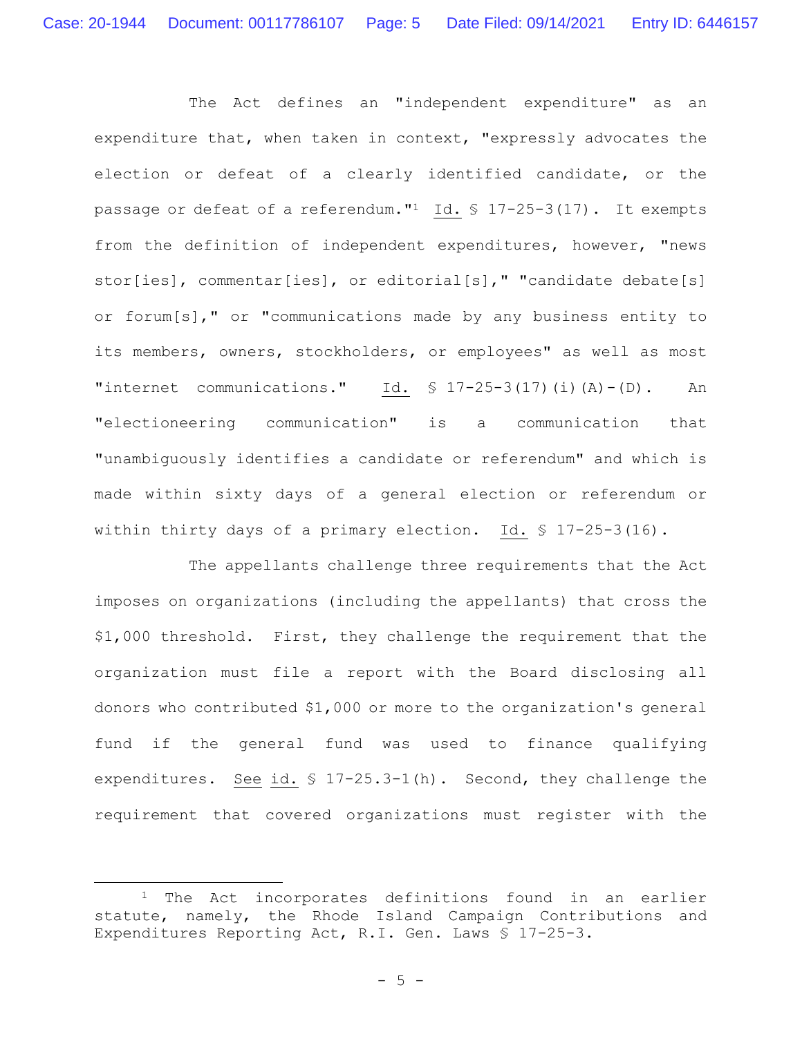The Act defines an "independent expenditure" as an expenditure that, when taken in context, "expressly advocates the election or defeat of a clearly identified candidate, or the passage or defeat of a referendum."[1] Id. § 17-25-3(17). It exempts from the definition of independent expenditures, however, "news stor[ies], commentar[ies], or editorial[s]," "candidate debate[s] or forum[s]," or "communications made by any business entity to its members, owners, stockholders, or employees" as well as most "internet communications." Id. § 17-25-3(17)(i)(A)-(D). An "electioneering communication" is a communication that "unambiguously identifies a candidate or referendum" and which is made within sixty days of a general election or referendum or within thirty days of a primary election. Id. § 17-25-3(16).

The appellants challenge three requirements that the Act imposes on organizations (including the appellants) that cross the $1,000 threshold. First, they challenge the requirement that the organization must file a report with the Board disclosing all donors who contributed $1,000 or more to the organization's general fund if the general fund was used to finance qualifying expenditures. See id. § 17-25.3-1(h). Second, they challenge the requirement that covered organizations must register with the

---

[1] The Act incorporates definitions found in an earlier statute, namely, the Rhode Island Campaign Contributions and Expenditures Reporting Act, R.I. Gen. Laws § 17-25-3.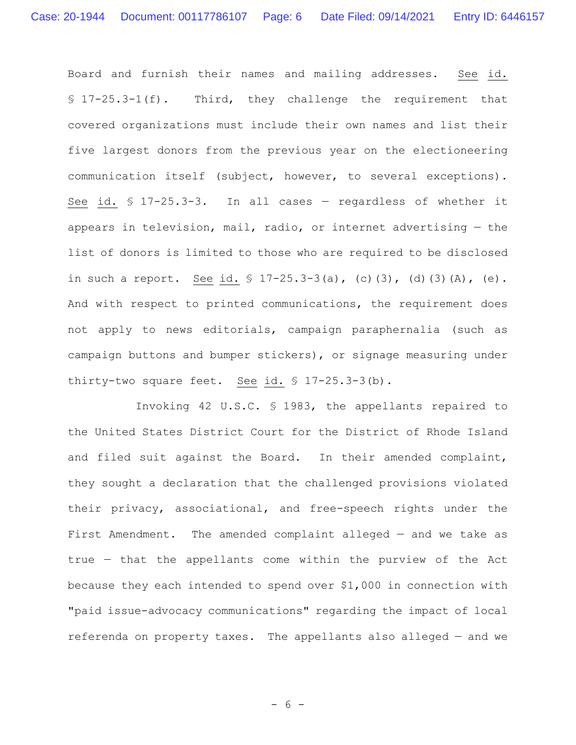Board and furnish their names and mailing addresses. See id. § 17-25.3-1(f). Third, they challenge the requirement that covered organizations must include their own names and list their five largest donors from the previous year on the electioneering communication itself (subject, however, to several exceptions). See id. § 17-25.3-3. In all cases — regardless of whether it appears in television, mail, radio, or internet advertising — the list of donors is limited to those who are required to be disclosed in such a report. See id. § 17-25.3-3(a), (c)(3), (d)(3)(A), (e). And with respect to printed communications, the requirement does not apply to news editorials, campaign paraphernalia (such as campaign buttons and bumper stickers), or signage measuring under thirty-two square feet. See id. § 17-25.3-3(b).

Invoking 42 U.S.C. § 1983, the appellants repaired to the United States District Court for the District of Rhode Island and filed suit against the Board. In their amended complaint, they sought a declaration that the challenged provisions violated their privacy, associational, and free-speech rights under the First Amendment. The amended complaint alleged — and we take as true — that the appellants come within the purview of the Act because they each intended to spend over $1,000 in connection with "paid issue-advocacy communications" regarding the impact of local referenda on property taxes. The appellants also alleged — and we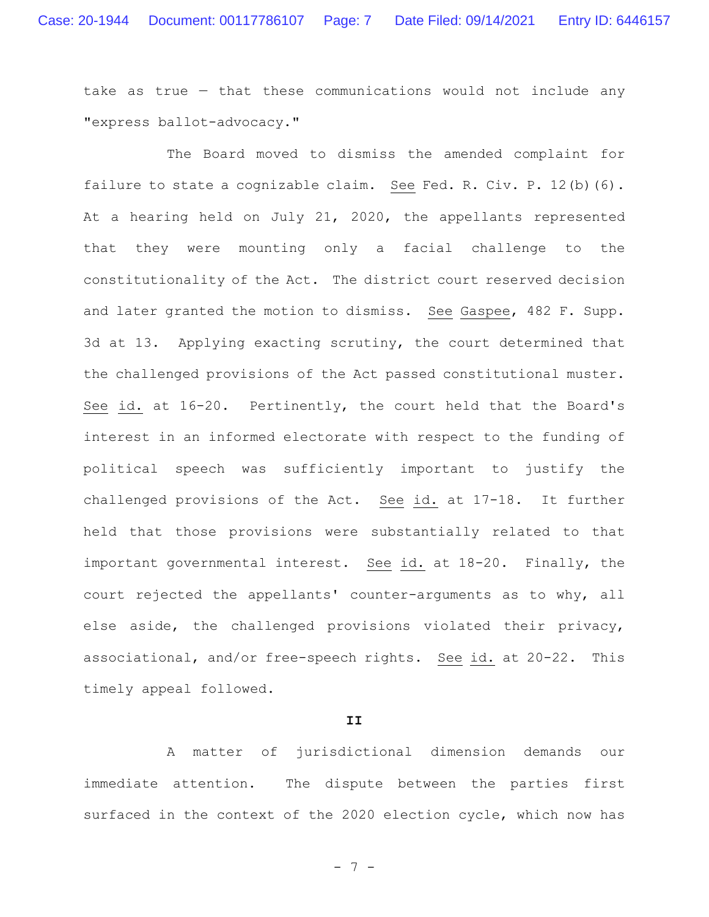take as true — that these communications would not include any "express ballot-advocacy."

The Board moved to dismiss the amended complaint for failure to state a cognizable claim. See Fed. R. Civ. P. 12(b)(6). At a hearing held on July 21, 2020, the appellants represented that they were mounting only a facial challenge to the constitutionality of the Act. The district court reserved decision and later granted the motion to dismiss. See Gaspee, 482 F. Supp. 3d at 13. Applying exacting scrutiny, the court determined that the challenged provisions of the Act passed constitutional muster. See id. at 16-20. Pertinently, the court held that the Board's interest in an informed electorate with respect to the funding of political speech was sufficiently important to justify the challenged provisions of the Act. See id. at 17-18. It further held that those provisions were substantially related to that important governmental interest. See id. at 18-20. Finally, the court rejected the appellants' counter-arguments as to why, all else aside, the challenged provisions violated their privacy, associational, and/or free-speech rights. See id. at 20-22. This timely appeal followed.

## II

A matter of jurisdictional dimension demands our immediate attention. The dispute between the parties first surfaced in the context of the 2020 election cycle, which now has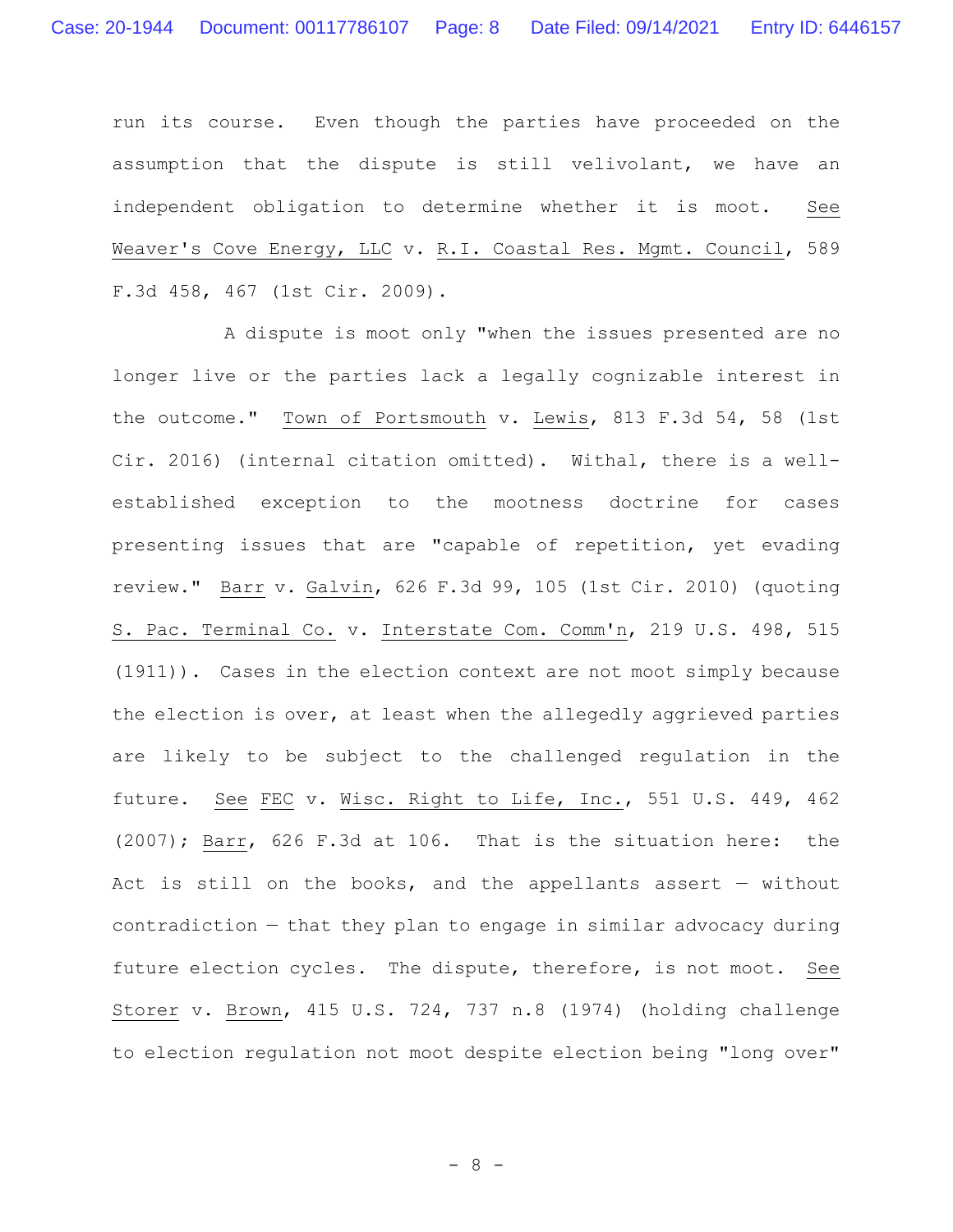run its course. Even though the parties have proceeded on the assumption that the dispute is still velivolant, we have an independent obligation to determine whether it is moot. See Weaver's Cove Energy, LLC v. R.I. Coastal Res. Mgmt. Council, 589 F.3d 458, 467 (1st Cir. 2009).

A dispute is moot only "when the issues presented are no longer live or the parties lack a legally cognizable interest in the outcome." Town of Portsmouth v. Lewis, 813 F.3d 54, 58 (1st Cir. 2016) (internal citation omitted). Withal, there is a well-established exception to the mootness doctrine for cases presenting issues that are "capable of repetition, yet evading review." Barr v. Galvin, 626 F.3d 99, 105 (1st Cir. 2010) (quoting S. Pac. Terminal Co. v. Interstate Com. Comm'n, 219 U.S. 498, 515 (1911)). Cases in the election context are not moot simply because the election is over, at least when the allegedly aggrieved parties are likely to be subject to the challenged regulation in the future. See FEC v. Wisc. Right to Life, Inc., 551 U.S. 449, 462 (2007); Barr, 626 F.3d at 106. That is the situation here: the Act is still on the books, and the appellants assert — without contradiction — that they plan to engage in similar advocacy during future election cycles. The dispute, therefore, is not moot. See Storer v. Brown, 415 U.S. 724, 737 n.8 (1974) (holding challenge to election regulation not moot despite election being "long over"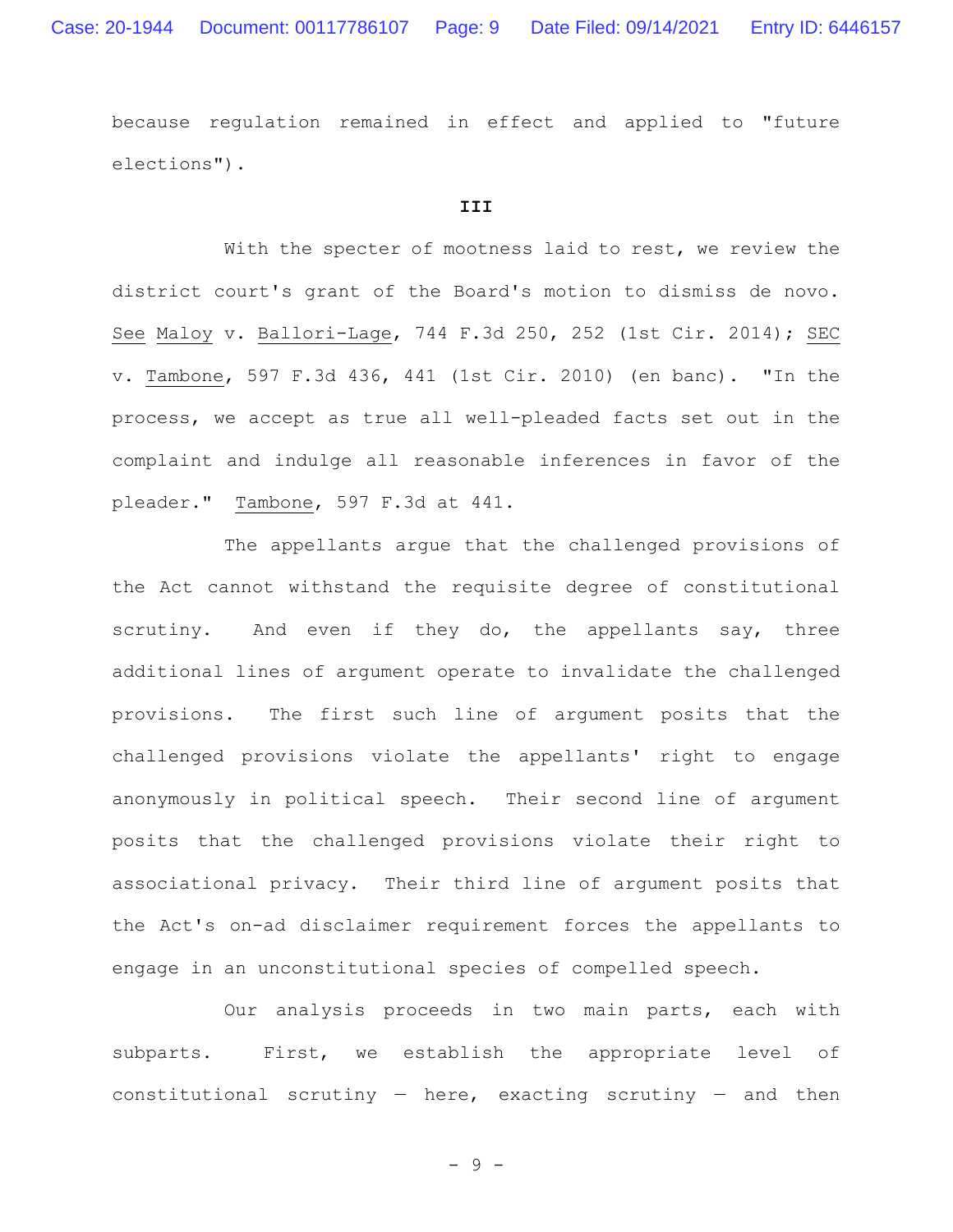because regulation remained in effect and applied to "future elections").

### III

With the specter of mootness laid to rest, we review the district court's grant of the Board's motion to dismiss de novo. See Maloy v. Ballori-Lage, 744 F.3d 250, 252 (1st Cir. 2014); SEC v. Tambone, 597 F.3d 436, 441 (1st Cir. 2010) (en banc). "In the process, we accept as true all well-pleaded facts set out in the complaint and indulge all reasonable inferences in favor of the pleader." Tambone, 597 F.3d at 441.

The appellants argue that the challenged provisions of the Act cannot withstand the requisite degree of constitutional scrutiny. And even if they do, the appellants say, three additional lines of argument operate to invalidate the challenged provisions. The first such line of argument posits that the challenged provisions violate the appellants' right to engage anonymously in political speech. Their second line of argument posits that the challenged provisions violate their right to associational privacy. Their third line of argument posits that the Act's on-ad disclaimer requirement forces the appellants to engage in an unconstitutional species of compelled speech.

Our analysis proceeds in two main parts, each with subparts. First, we establish the appropriate level of constitutional scrutiny — here, exacting scrutiny — and then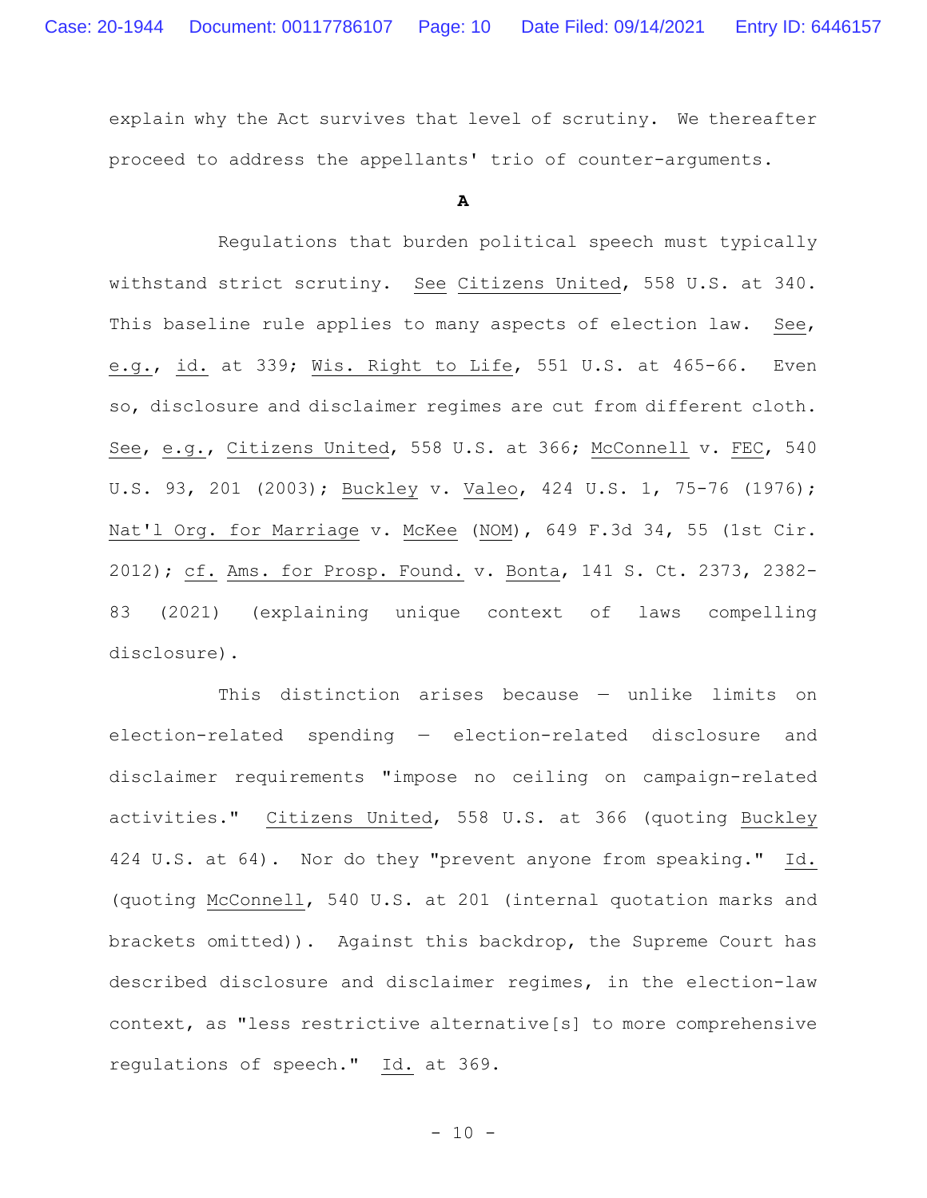explain why the Act survives that level of scrutiny. We thereafter proceed to address the appellants' trio of counter-arguments.

### A

Regulations that burden political speech must typically withstand strict scrutiny. See Citizens United, 558 U.S. at 340. This baseline rule applies to many aspects of election law. See, e.g., id. at 339; Wis. Right to Life, 551 U.S. at 465-66. Even so, disclosure and disclaimer regimes are cut from different cloth. See, e.g., Citizens United, 558 U.S. at 366; McConnell v. FEC, 540 U.S. 93, 201 (2003); Buckley v. Valeo, 424 U.S. 1, 75-76 (1976); Nat'l Org. for Marriage v. McKee (NOM), 649 F.3d 34, 55 (1st Cir. 2012); cf. Ams. for Prosp. Found. v. Bonta, 141 S. Ct. 2373, 2382-83 (2021) (explaining unique context of laws compelling disclosure).

This distinction arises because — unlike limits on election-related spending — election-related disclosure and disclaimer requirements "impose no ceiling on campaign-related activities." Citizens United, 558 U.S. at 366 (quoting Buckley 424 U.S. at 64). Nor do they "prevent anyone from speaking." Id. (quoting McConnell, 540 U.S. at 201 (internal quotation marks and brackets omitted)). Against this backdrop, the Supreme Court has described disclosure and disclaimer regimes, in the election-law context, as "less restrictive alternative[s] to more comprehensive regulations of speech." Id. at 369.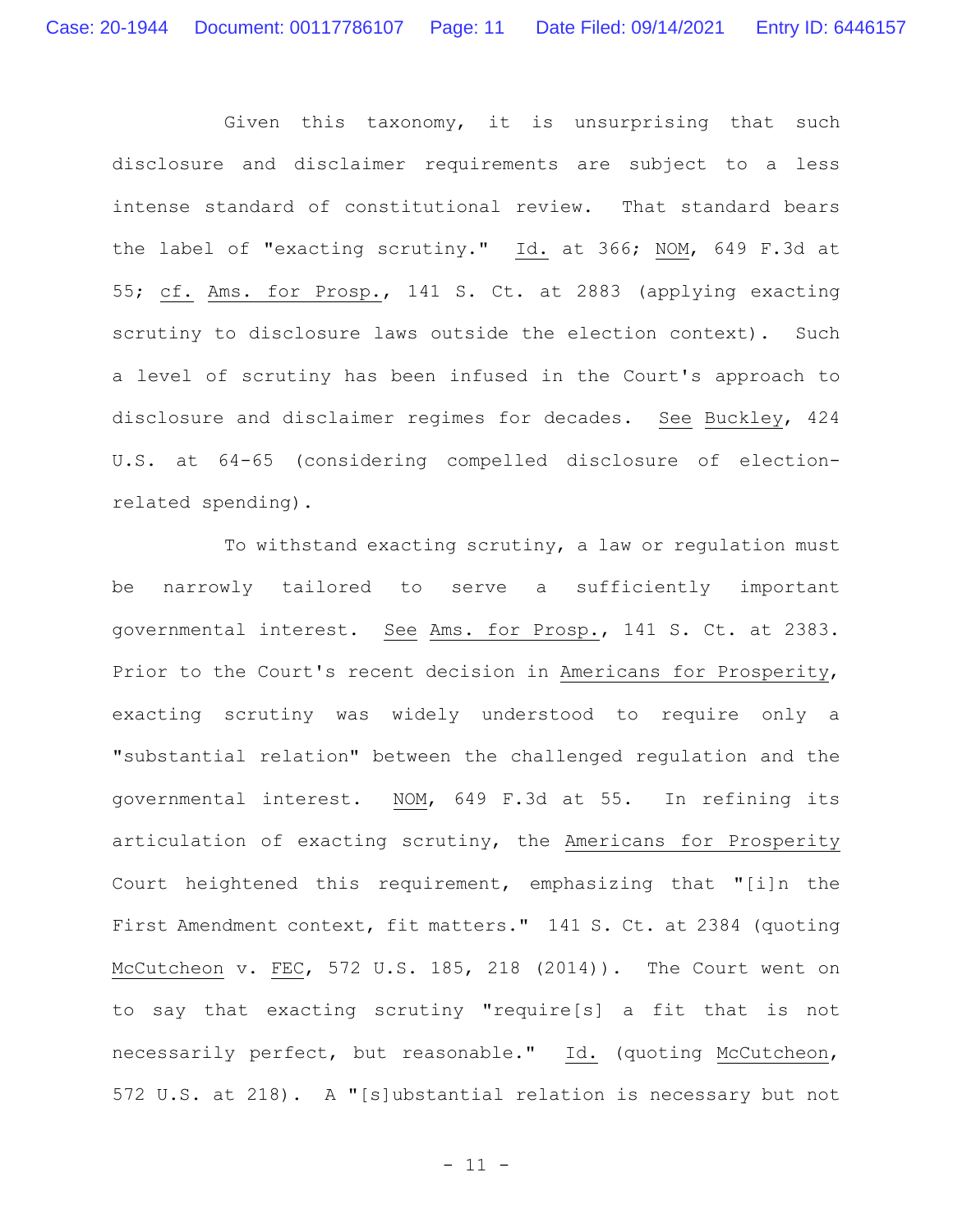Given this taxonomy, it is unsurprising that such disclosure and disclaimer requirements are subject to a less intense standard of constitutional review. That standard bears the label of "exacting scrutiny." Id. at 366; NOM, 649 F.3d at 55; cf. Ams. for Prosp., 141 S. Ct. at 2883 (applying exacting scrutiny to disclosure laws outside the election context). Such a level of scrutiny has been infused in the Court's approach to disclosure and disclaimer regimes for decades. See Buckley, 424 U.S. at 64-65 (considering compelled disclosure of election-related spending).

To withstand exacting scrutiny, a law or regulation must be narrowly tailored to serve a sufficiently important governmental interest. See Ams. for Prosp., 141 S. Ct. at 2383. Prior to the Court's recent decision in Americans for Prosperity, exacting scrutiny was widely understood to require only a "substantial relation" between the challenged regulation and the governmental interest. NOM, 649 F.3d at 55. In refining its articulation of exacting scrutiny, the Americans for Prosperity Court heightened this requirement, emphasizing that "[i]n the First Amendment context, fit matters." 141 S. Ct. at 2384 (quoting McCutcheon v. FEC, 572 U.S. 185, 218 (2014)). The Court went on to say that exacting scrutiny "require[s] a fit that is not necessarily perfect, but reasonable." Id. (quoting McCutcheon, 572 U.S. at 218). A "[s]ubstantial relation is necessary but not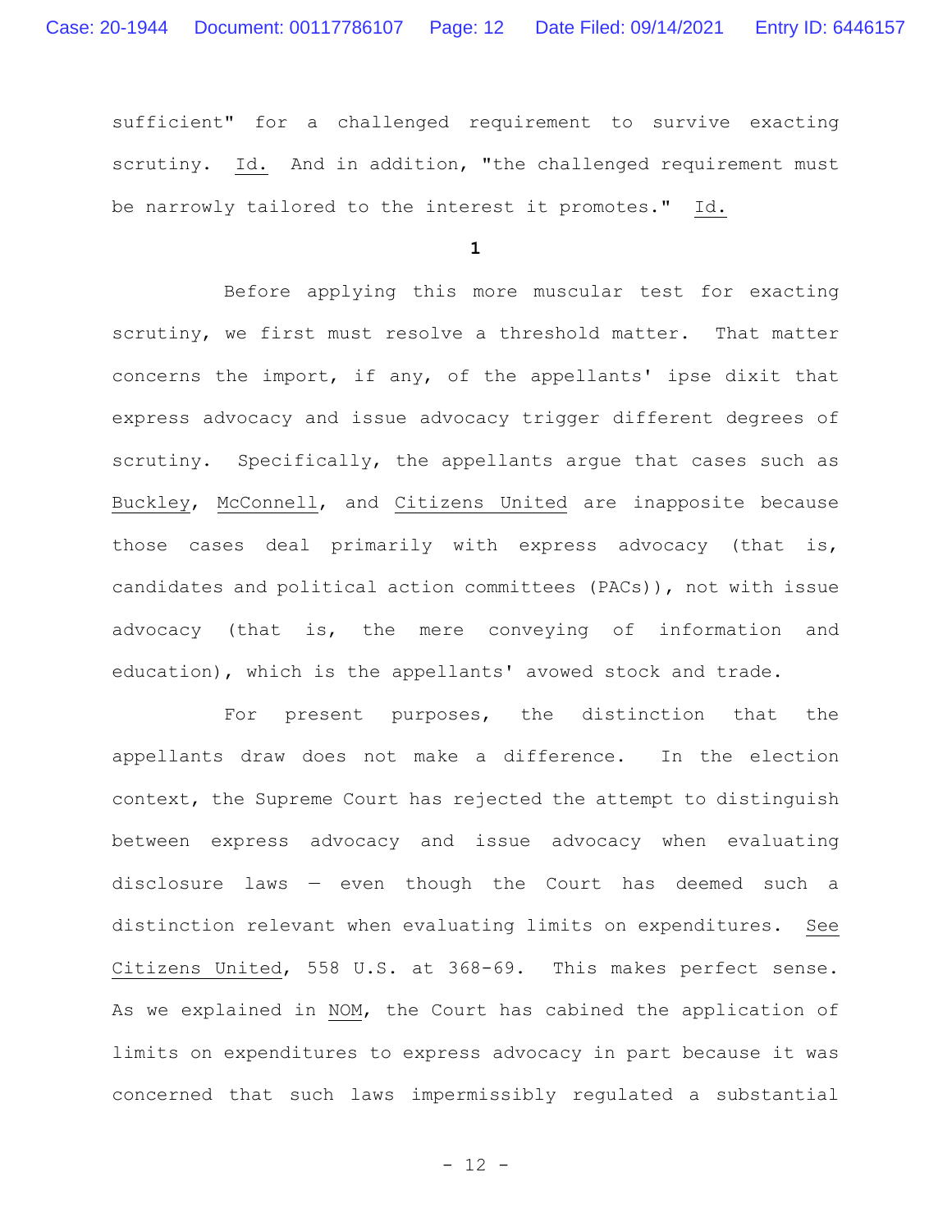sufficient" for a challenged requirement to survive exacting scrutiny. Id. And in addition, "the challenged requirement must be narrowly tailored to the interest it promotes." Id.

**1**

Before applying this more muscular test for exacting scrutiny, we first must resolve a threshold matter. That matter concerns the import, if any, of the appellants' ipse dixit that express advocacy and issue advocacy trigger different degrees of scrutiny. Specifically, the appellants argue that cases such as Buckley, McConnell, and Citizens United are inapposite because those cases deal primarily with express advocacy (that is, candidates and political action committees (PACs)), not with issue advocacy (that is, the mere conveying of information and education), which is the appellants' avowed stock and trade.

For present purposes, the distinction that the appellants draw does not make a difference. In the election context, the Supreme Court has rejected the attempt to distinguish between express advocacy and issue advocacy when evaluating disclosure laws — even though the Court has deemed such a distinction relevant when evaluating limits on expenditures. See Citizens United, 558 U.S. at 368-69. This makes perfect sense. As we explained in NOM, the Court has cabined the application of limits on expenditures to express advocacy in part because it was concerned that such laws impermissibly regulated a substantial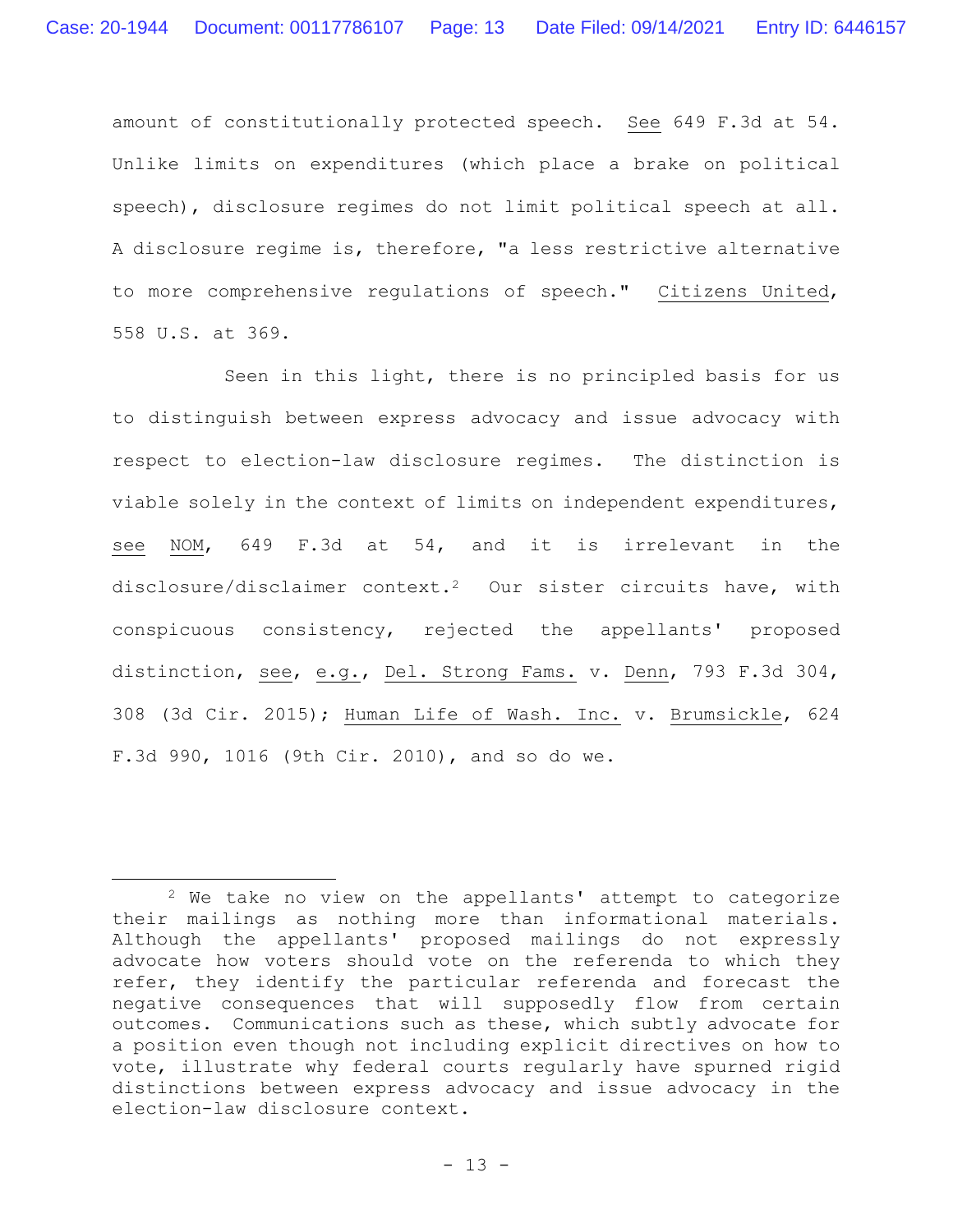amount of constitutionally protected speech. See 649 F.3d at 54. Unlike limits on expenditures (which place a brake on political speech), disclosure regimes do not limit political speech at all. A disclosure regime is, therefore, "a less restrictive alternative to more comprehensive regulations of speech." Citizens United, 558 U.S. at 369.

Seen in this light, there is no principled basis for us to distinguish between express advocacy and issue advocacy with respect to election-law disclosure regimes. The distinction is viable solely in the context of limits on independent expenditures, see NOM, 649 F.3d at 54, and it is irrelevant in the disclosure/disclaimer context.[2] Our sister circuits have, with conspicuous consistency, rejected the appellants' proposed distinction, see, e.g., Del. Strong Fams. v. Denn, 793 F.3d 304, 308 (3d Cir. 2015); Human Life of Wash. Inc. v. Brumsickle, 624 F.3d 990, 1016 (9th Cir. 2010), and so do we.

---

[2] We take no view on the appellants' attempt to categorize their mailings as nothing more than informational materials. Although the appellants' proposed mailings do not expressly advocate how voters should vote on the referenda to which they refer, they identify the particular referenda and forecast the negative consequences that will supposedly flow from certain outcomes. Communications such as these, which subtly advocate for a position even though not including explicit directives on how to vote, illustrate why federal courts regularly have spurned rigid distinctions between express advocacy and issue advocacy in the election-law disclosure context.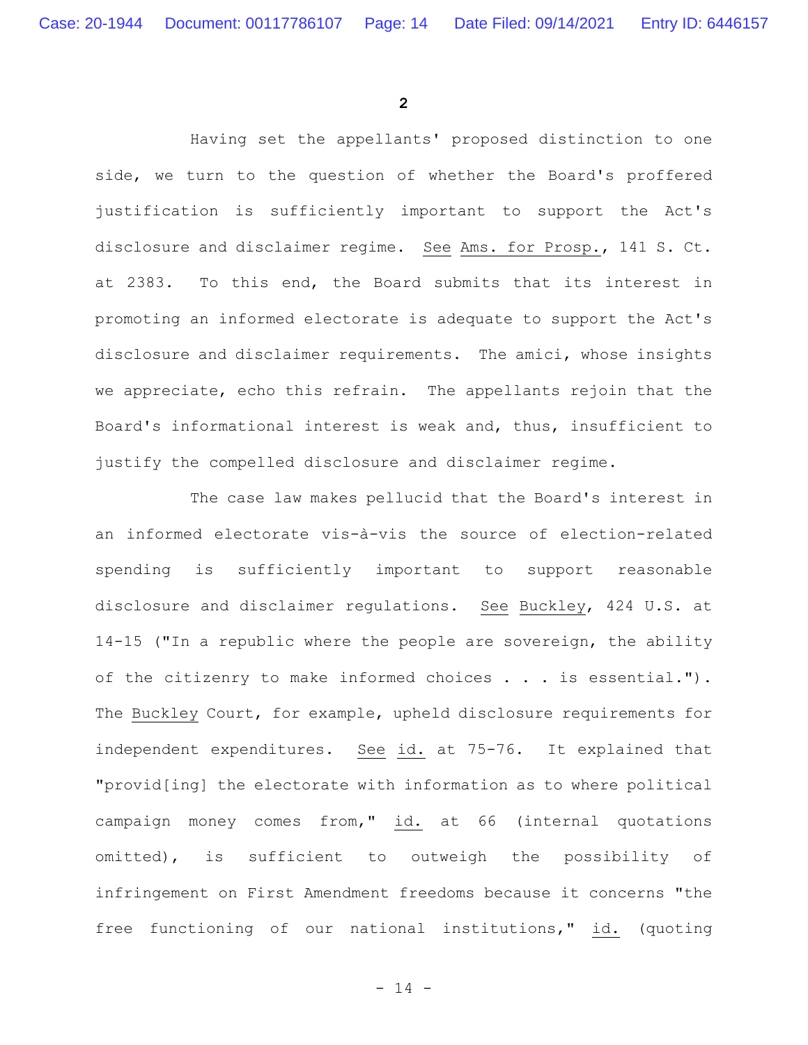## 2

Having set the appellants' proposed distinction to one side, we turn to the question of whether the Board's proffered justification is sufficiently important to support the Act's disclosure and disclaimer regime. See Ams. for Prosp., 141 S. Ct. at 2383. To this end, the Board submits that its interest in promoting an informed electorate is adequate to support the Act's disclosure and disclaimer requirements. The amici, whose insights we appreciate, echo this refrain. The appellants rejoin that the Board's informational interest is weak and, thus, insufficient to justify the compelled disclosure and disclaimer regime.

The case law makes pellucid that the Board's interest in an informed electorate vis-à-vis the source of election-related spending is sufficiently important to support reasonable disclosure and disclaimer regulations. See Buckley, 424 U.S. at 14-15 ("In a republic where the people are sovereign, the ability of the citizenry to make informed choices . . . is essential."). The Buckley Court, for example, upheld disclosure requirements for independent expenditures. See id. at 75-76. It explained that "provid[ing] the electorate with information as to where political campaign money comes from," id. at 66 (internal quotations omitted), is sufficient to outweigh the possibility of infringement on First Amendment freedoms because it concerns "the free functioning of our national institutions," id. (quoting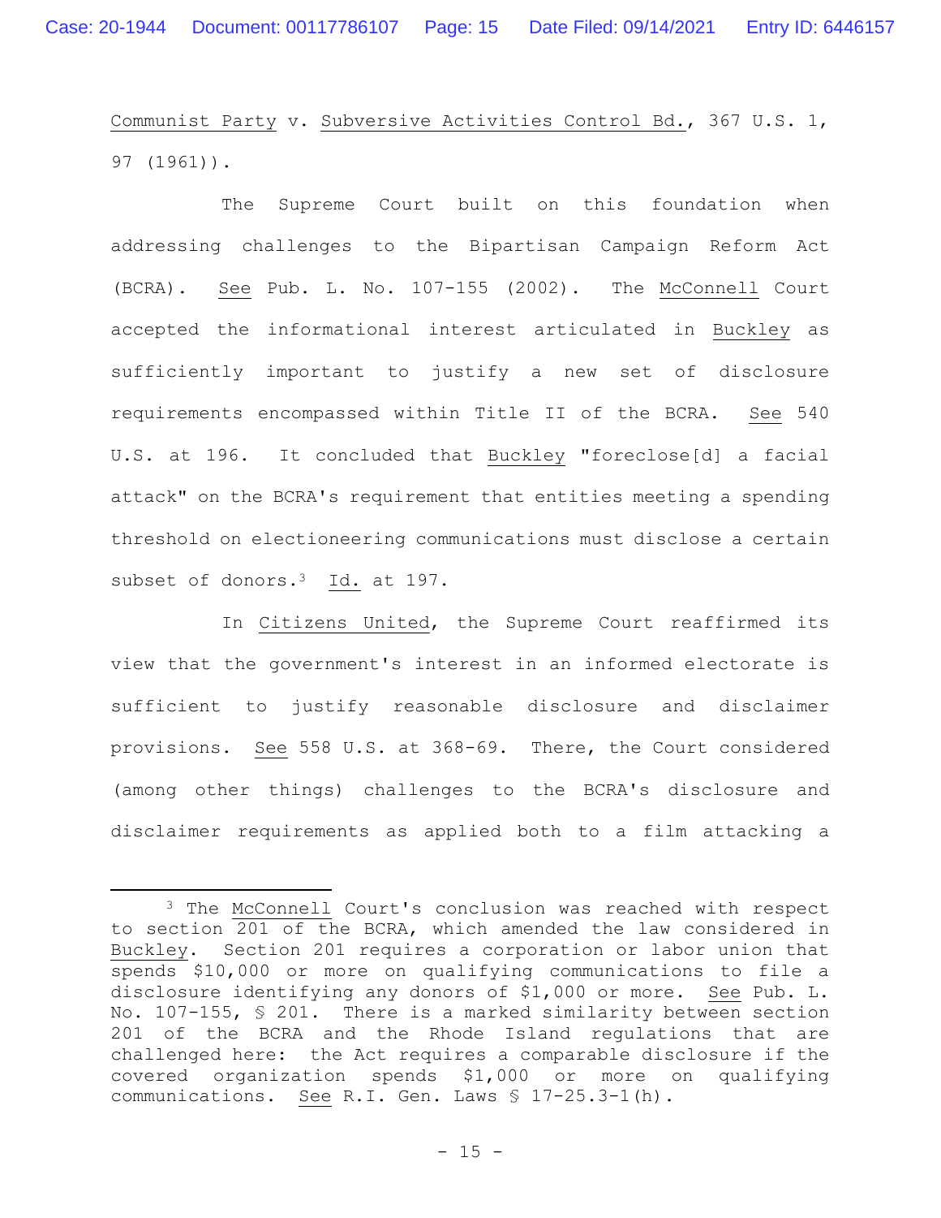Communist Party v. Subversive Activities Control Bd., 367 U.S. 1, 97 (1961)).

The Supreme Court built on this foundation when addressing challenges to the Bipartisan Campaign Reform Act (BCRA). See Pub. L. No. 107-155 (2002). The McConnell Court accepted the informational interest articulated in Buckley as sufficiently important to justify a new set of disclosure requirements encompassed within Title II of the BCRA. See 540 U.S. at 196. It concluded that Buckley "foreclose[d] a facial attack" on the BCRA's requirement that entities meeting a spending threshold on electioneering communications must disclose a certain subset of donors.[3] Id. at 197.

In Citizens United, the Supreme Court reaffirmed its view that the government's interest in an informed electorate is sufficient to justify reasonable disclosure and disclaimer provisions. See 558 U.S. at 368-69. There, the Court considered (among other things) challenges to the BCRA's disclosure and disclaimer requirements as applied both to a film attacking a

---

[3] The McConnell Court's conclusion was reached with respect to section 201 of the BCRA, which amended the law considered in Buckley. Section 201 requires a corporation or labor union that spends $10,000 or more on qualifying communications to file a disclosure identifying any donors of $1,000 or more. See Pub. L. No. 107-155, § 201. There is a marked similarity between section 201 of the BCRA and the Rhode Island regulations that are challenged here: the Act requires a comparable disclosure if the covered organization spends $1,000 or more on qualifying communications. See R.I. Gen. Laws § 17-25.3-1(h).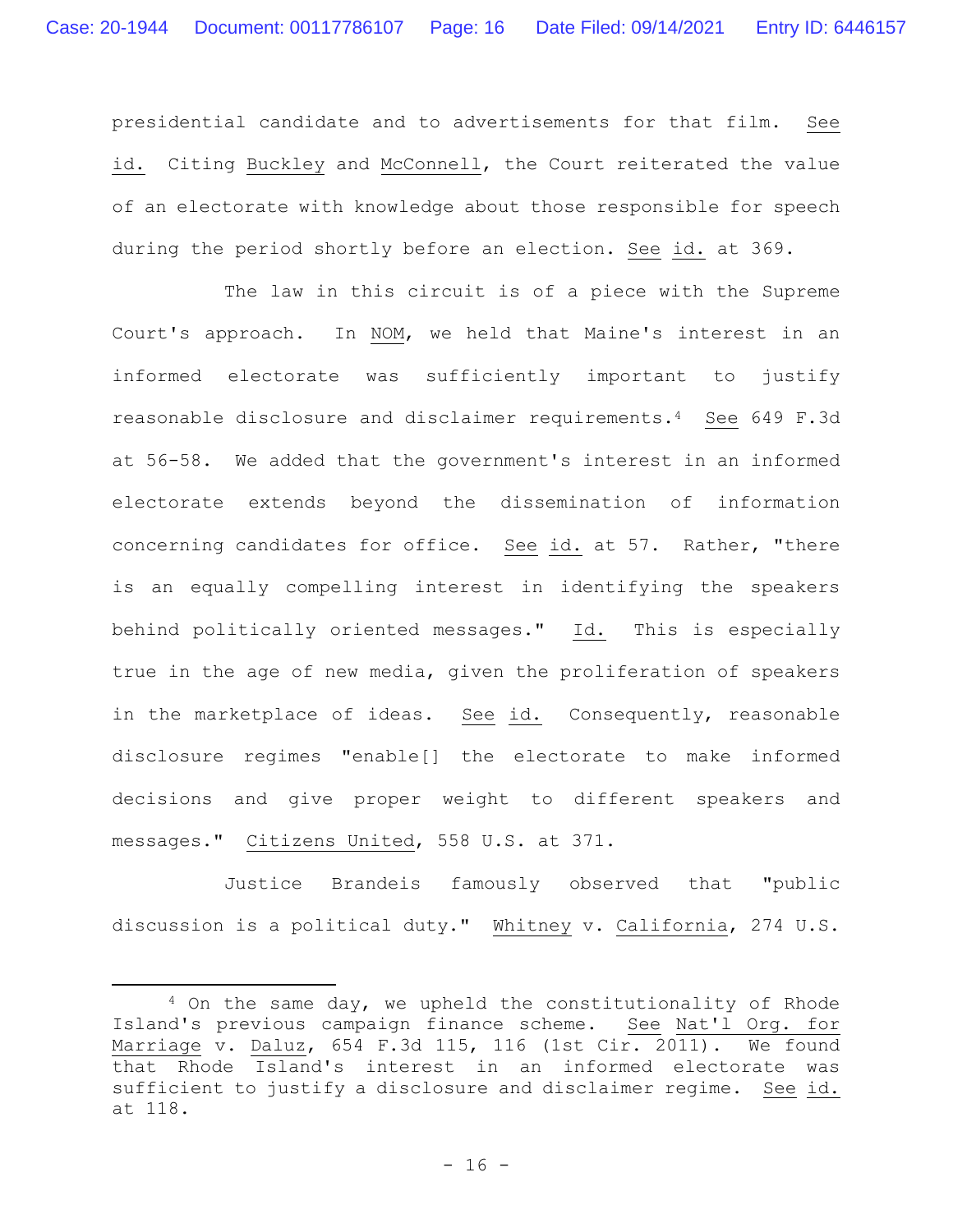presidential candidate and to advertisements for that film. See id. Citing Buckley and McConnell, the Court reiterated the value of an electorate with knowledge about those responsible for speech during the period shortly before an election. See id. at 369.

The law in this circuit is of a piece with the Supreme Court's approach. In NOM, we held that Maine's interest in an informed electorate was sufficiently important to justify reasonable disclosure and disclaimer requirements.[4] See 649 F.3d at 56-58. We added that the government's interest in an informed electorate extends beyond the dissemination of information concerning candidates for office. See id. at 57. Rather, "there is an equally compelling interest in identifying the speakers behind politically oriented messages." Id. This is especially true in the age of new media, given the proliferation of speakers in the marketplace of ideas. See id. Consequently, reasonable disclosure regimes "enable[] the electorate to make informed decisions and give proper weight to different speakers and messages." Citizens United, 558 U.S. at 371.

Justice Brandeis famously observed that "public discussion is a political duty." Whitney v. California, 274 U.S.

---

[4] On the same day, we upheld the constitutionality of Rhode Island's previous campaign finance scheme. See Nat'l Org. for Marriage v. Daluz, 654 F.3d 115, 116 (1st Cir. 2011). We found that Rhode Island's interest in an informed electorate was sufficient to justify a disclosure and disclaimer regime. See id. at 118.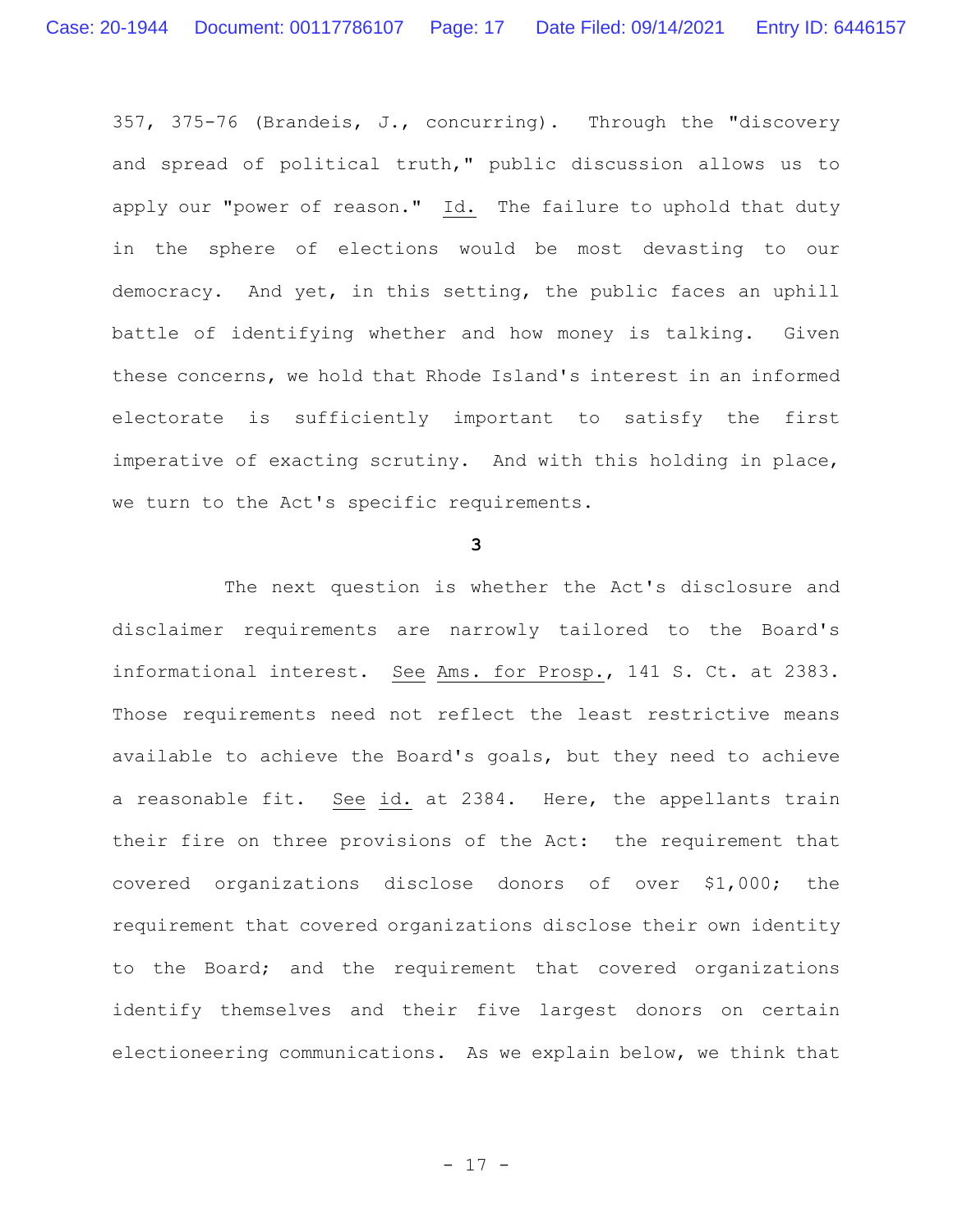357, 375-76 (Brandeis, J., concurring). Through the "discovery and spread of political truth," public discussion allows us to apply our "power of reason." Id. The failure to uphold that duty in the sphere of elections would be most devasting to our democracy. And yet, in this setting, the public faces an uphill battle of identifying whether and how money is talking. Given these concerns, we hold that Rhode Island's interest in an informed electorate is sufficiently important to satisfy the first imperative of exacting scrutiny. And with this holding in place, we turn to the Act's specific requirements.

**3**

The next question is whether the Act's disclosure and disclaimer requirements are narrowly tailored to the Board's informational interest. See Ams. for Prosp., 141 S. Ct. at 2383. Those requirements need not reflect the least restrictive means available to achieve the Board's goals, but they need to achieve a reasonable fit. See id. at 2384. Here, the appellants train their fire on three provisions of the Act: the requirement that covered organizations disclose donors of over $1,000; the requirement that covered organizations disclose their own identity to the Board; and the requirement that covered organizations identify themselves and their five largest donors on certain electioneering communications. As we explain below, we think that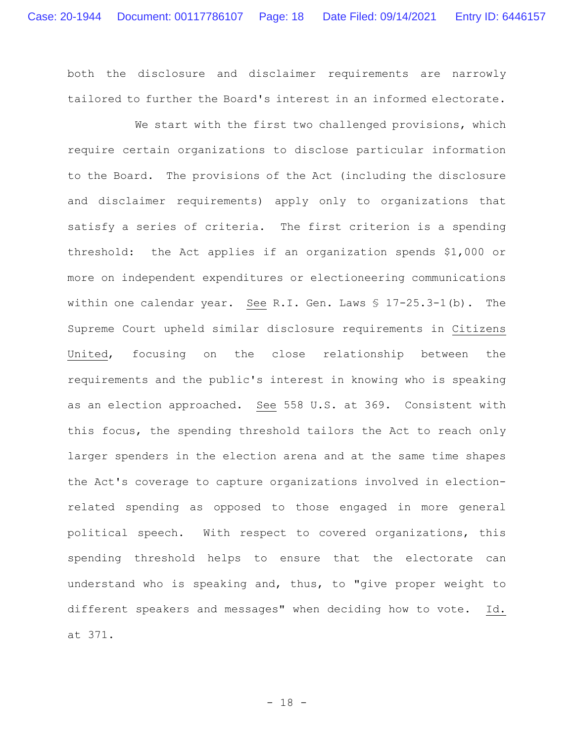both the disclosure and disclaimer requirements are narrowly tailored to further the Board's interest in an informed electorate.

We start with the first two challenged provisions, which require certain organizations to disclose particular information to the Board. The provisions of the Act (including the disclosure and disclaimer requirements) apply only to organizations that satisfy a series of criteria. The first criterion is a spending threshold: the Act applies if an organization spends $1,000 or more on independent expenditures or electioneering communications within one calendar year. See R.I. Gen. Laws § 17-25.3-1(b). The Supreme Court upheld similar disclosure requirements in Citizens United, focusing on the close relationship between the requirements and the public's interest in knowing who is speaking as an election approached. See 558 U.S. at 369. Consistent with this focus, the spending threshold tailors the Act to reach only larger spenders in the election arena and at the same time shapes the Act's coverage to capture organizations involved in election-related spending as opposed to those engaged in more general political speech. With respect to covered organizations, this spending threshold helps to ensure that the electorate can understand who is speaking and, thus, to "give proper weight to different speakers and messages" when deciding how to vote. Id. at 371.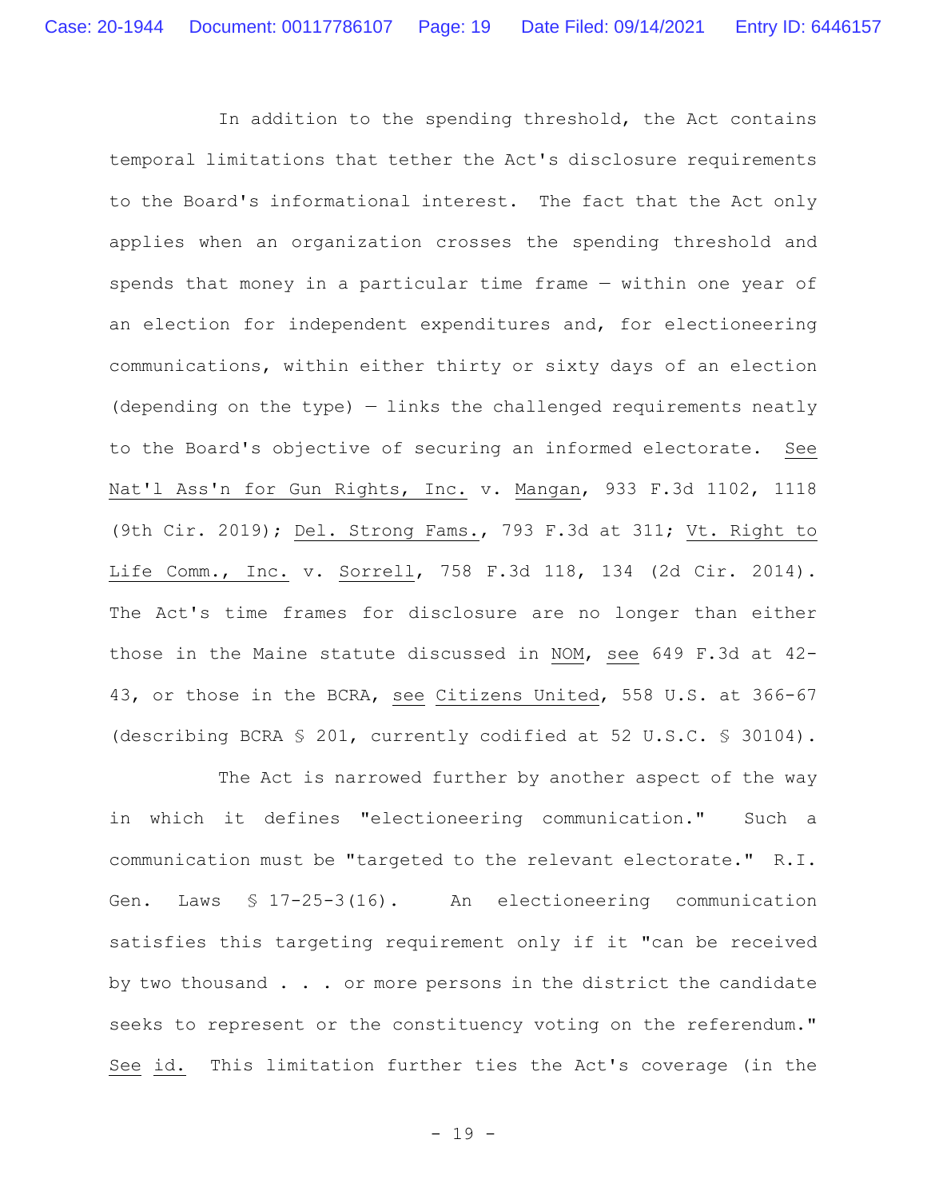In addition to the spending threshold, the Act contains temporal limitations that tether the Act's disclosure requirements to the Board's informational interest. The fact that the Act only applies when an organization crosses the spending threshold and spends that money in a particular time frame — within one year of an election for independent expenditures and, for electioneering communications, within either thirty or sixty days of an election (depending on the type) — links the challenged requirements neatly to the Board's objective of securing an informed electorate. See Nat'l Ass'n for Gun Rights, Inc. v. Mangan, 933 F.3d 1102, 1118 (9th Cir. 2019); Del. Strong Fams., 793 F.3d at 311; Vt. Right to Life Comm., Inc. v. Sorrell, 758 F.3d 118, 134 (2d Cir. 2014). The Act's time frames for disclosure are no longer than either those in the Maine statute discussed in NOM, see 649 F.3d at 42-43, or those in the BCRA, see Citizens United, 558 U.S. at 366-67 (describing BCRA § 201, currently codified at 52 U.S.C. § 30104).

The Act is narrowed further by another aspect of the way in which it defines "electioneering communication." Such a communication must be "targeted to the relevant electorate." R.I. Gen. Laws § 17-25-3(16). An electioneering communication satisfies this targeting requirement only if it "can be received by two thousand . . . or more persons in the district the candidate seeks to represent or the constituency voting on the referendum." See id. This limitation further ties the Act's coverage (in the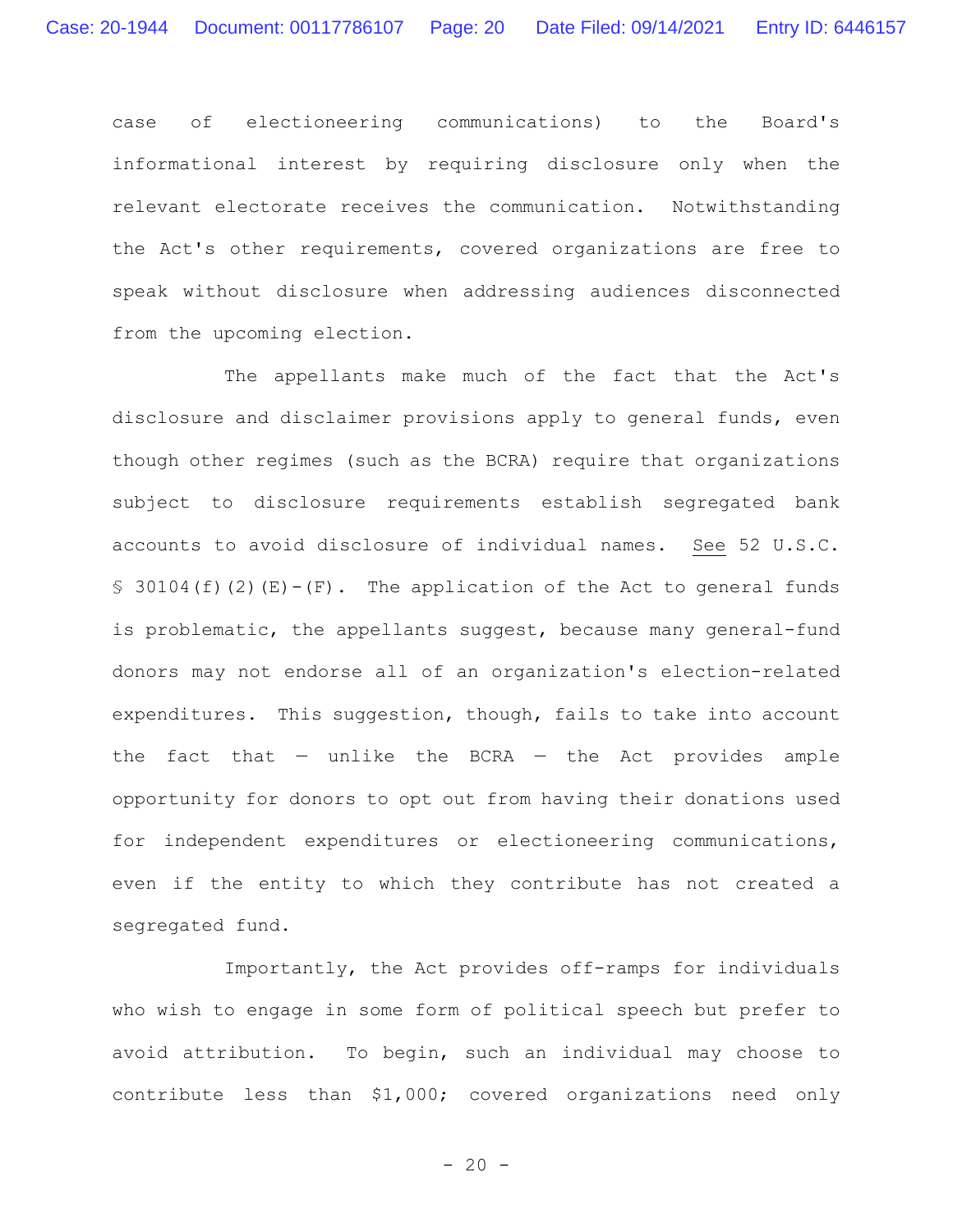case of electioneering communications) to the Board's informational interest by requiring disclosure only when the relevant electorate receives the communication. Notwithstanding the Act's other requirements, covered organizations are free to speak without disclosure when addressing audiences disconnected from the upcoming election.

The appellants make much of the fact that the Act's disclosure and disclaimer provisions apply to general funds, even though other regimes (such as the BCRA) require that organizations subject to disclosure requirements establish segregated bank accounts to avoid disclosure of individual names. See 52 U.S.C. § 30104(f)(2)(E)-(F). The application of the Act to general funds is problematic, the appellants suggest, because many general-fund donors may not endorse all of an organization's election-related expenditures. This suggestion, though, fails to take into account the fact that — unlike the BCRA — the Act provides ample opportunity for donors to opt out from having their donations used for independent expenditures or electioneering communications, even if the entity to which they contribute has not created a segregated fund.

Importantly, the Act provides off-ramps for individuals who wish to engage in some form of political speech but prefer to avoid attribution. To begin, such an individual may choose to contribute less than $1,000; covered organizations need only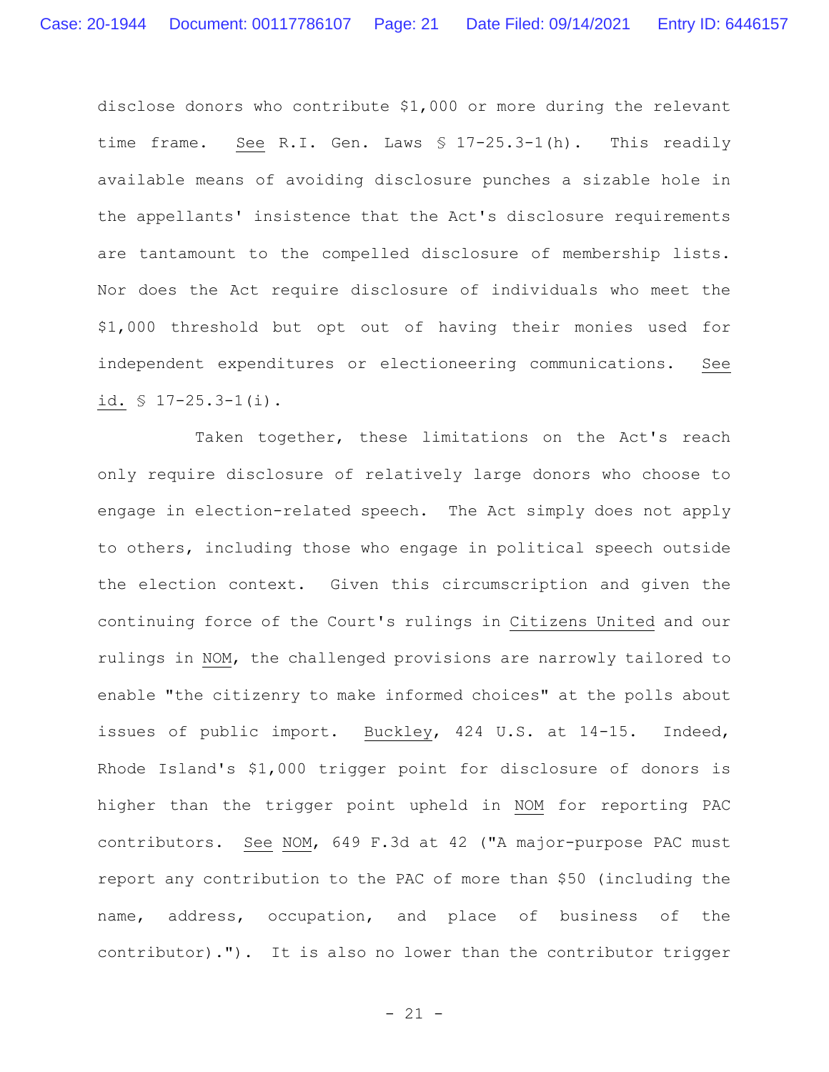disclose donors who contribute $1,000 or more during the relevant time frame. See R.I. Gen. Laws § 17-25.3-1(h). This readily available means of avoiding disclosure punches a sizable hole in the appellants' insistence that the Act's disclosure requirements are tantamount to the compelled disclosure of membership lists. Nor does the Act require disclosure of individuals who meet the $1,000 threshold but opt out of having their monies used for independent expenditures or electioneering communications. See id. § 17-25.3-1(i).

Taken together, these limitations on the Act's reach only require disclosure of relatively large donors who choose to engage in election-related speech. The Act simply does not apply to others, including those who engage in political speech outside the election context. Given this circumscription and given the continuing force of the Court's rulings in Citizens United and our rulings in NOM, the challenged provisions are narrowly tailored to enable "the citizenry to make informed choices" at the polls about issues of public import. Buckley, 424 U.S. at 14-15. Indeed, Rhode Island's $1,000 trigger point for disclosure of donors is higher than the trigger point upheld in NOM for reporting PAC contributors. See NOM, 649 F.3d at 42 ("A major-purpose PAC must report any contribution to the PAC of more than $50 (including the name, address, occupation, and place of business of the contributor)."). It is also no lower than the contributor trigger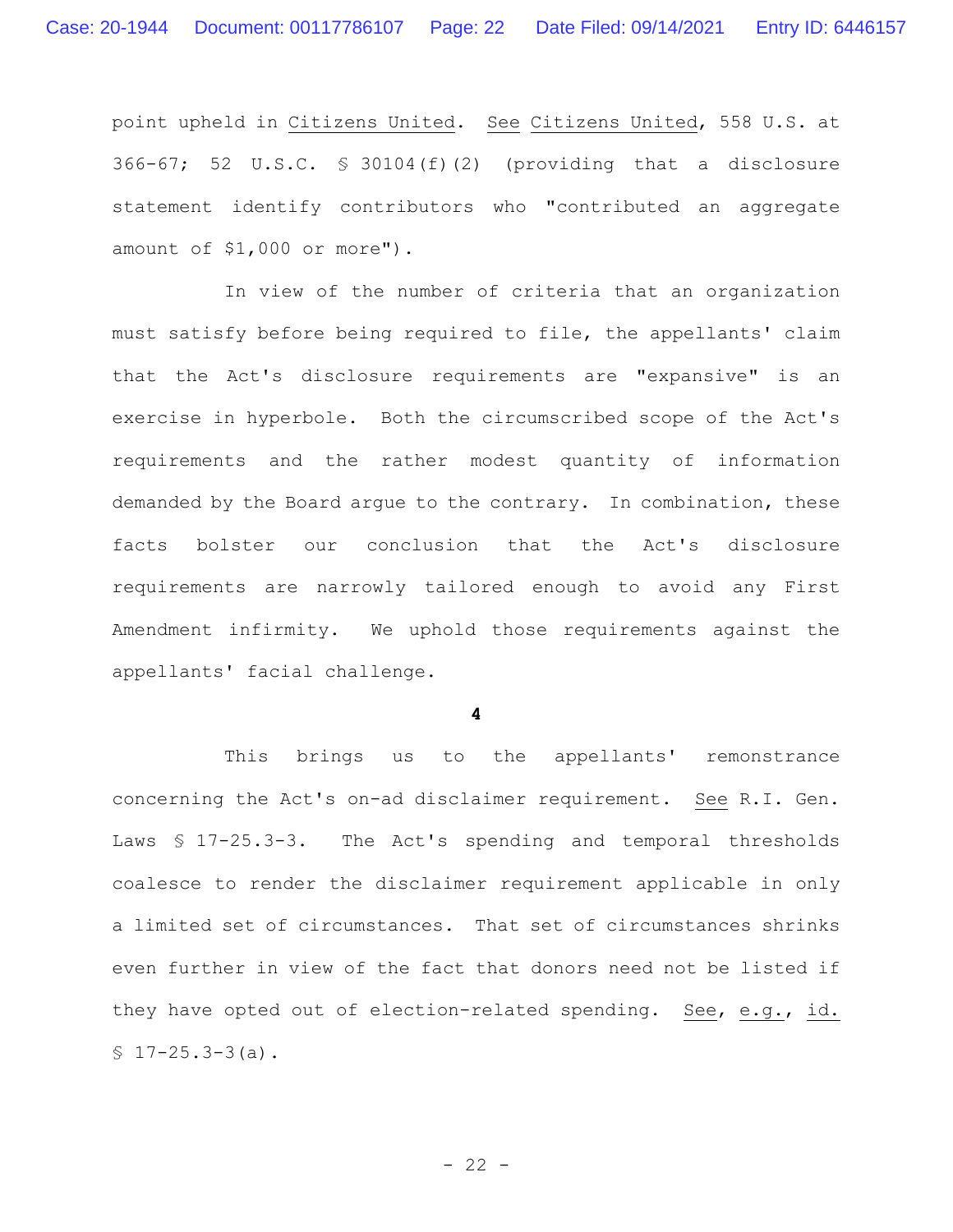point upheld in Citizens United. See Citizens United, 558 U.S. at 366-67; 52 U.S.C. § 30104(f)(2) (providing that a disclosure statement identify contributors who "contributed an aggregate amount of $1,000 or more").

In view of the number of criteria that an organization must satisfy before being required to file, the appellants' claim that the Act's disclosure requirements are "expansive" is an exercise in hyperbole. Both the circumscribed scope of the Act's requirements and the rather modest quantity of information demanded by the Board argue to the contrary. In combination, these facts bolster our conclusion that the Act's disclosure requirements are narrowly tailored enough to avoid any First Amendment infirmity. We uphold those requirements against the appellants' facial challenge.

**4**

This brings us to the appellants' remonstrance concerning the Act's on-ad disclaimer requirement. See R.I. Gen. Laws § 17-25.3-3. The Act's spending and temporal thresholds coalesce to render the disclaimer requirement applicable in only a limited set of circumstances. That set of circumstances shrinks even further in view of the fact that donors need not be listed if they have opted out of election-related spending. See, e.g., id. § 17-25.3-3(a).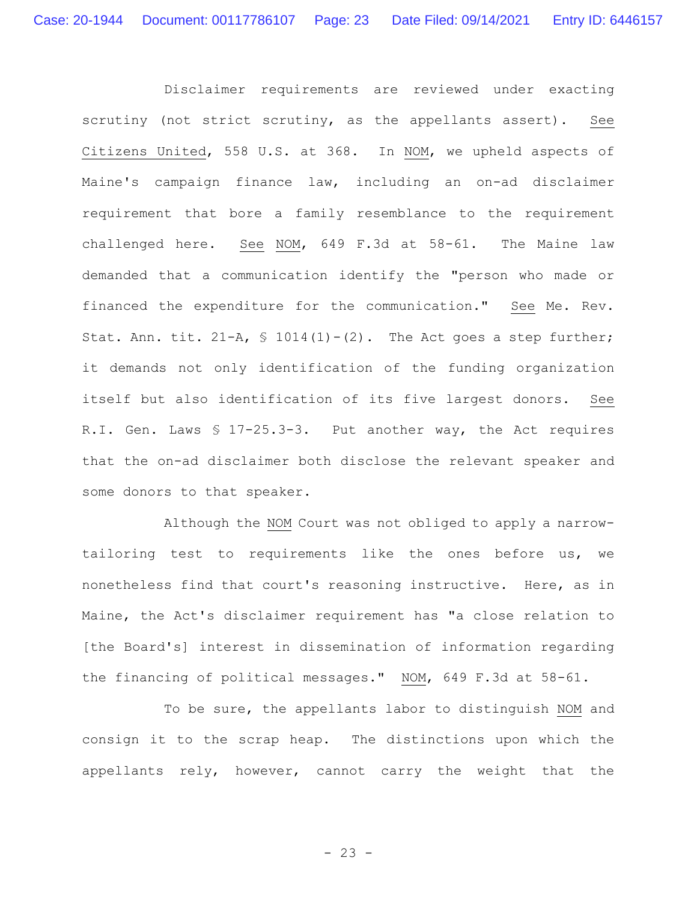Disclaimer requirements are reviewed under exacting scrutiny (not strict scrutiny, as the appellants assert). See Citizens United, 558 U.S. at 368. In NOM, we upheld aspects of Maine's campaign finance law, including an on-ad disclaimer requirement that bore a family resemblance to the requirement challenged here. See NOM, 649 F.3d at 58-61. The Maine law demanded that a communication identify the "person who made or financed the expenditure for the communication." See Me. Rev. Stat. Ann. tit. 21-A, § 1014(1)-(2). The Act goes a step further; it demands not only identification of the funding organization itself but also identification of its five largest donors. See R.I. Gen. Laws § 17-25.3-3. Put another way, the Act requires that the on-ad disclaimer both disclose the relevant speaker and some donors to that speaker.

Although the NOM Court was not obliged to apply a narrow-tailoring test to requirements like the ones before us, we nonetheless find that court's reasoning instructive. Here, as in Maine, the Act's disclaimer requirement has "a close relation to [the Board's] interest in dissemination of information regarding the financing of political messages." NOM, 649 F.3d at 58-61.

To be sure, the appellants labor to distinguish NOM and consign it to the scrap heap. The distinctions upon which the appellants rely, however, cannot carry the weight that the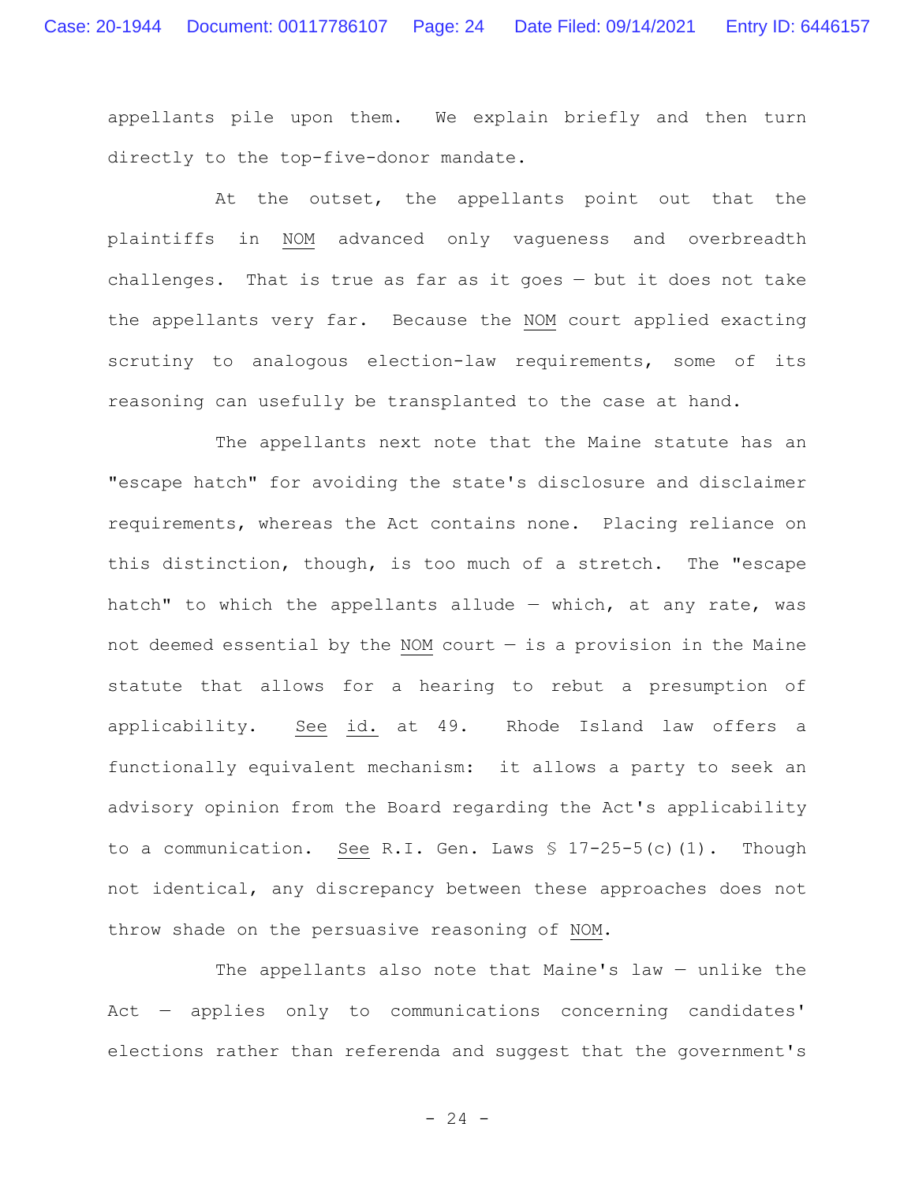appellants pile upon them. We explain briefly and then turn directly to the top-five-donor mandate.

At the outset, the appellants point out that the plaintiffs in NOM advanced only vagueness and overbreadth challenges. That is true as far as it goes — but it does not take the appellants very far. Because the NOM court applied exacting scrutiny to analogous election-law requirements, some of its reasoning can usefully be transplanted to the case at hand.

The appellants next note that the Maine statute has an "escape hatch" for avoiding the state's disclosure and disclaimer requirements, whereas the Act contains none. Placing reliance on this distinction, though, is too much of a stretch. The "escape hatch" to which the appellants allude — which, at any rate, was not deemed essential by the NOM court — is a provision in the Maine statute that allows for a hearing to rebut a presumption of applicability. See id. at 49. Rhode Island law offers a functionally equivalent mechanism: it allows a party to seek an advisory opinion from the Board regarding the Act's applicability to a communication. See R.I. Gen. Laws § 17-25-5(c)(1). Though not identical, any discrepancy between these approaches does not throw shade on the persuasive reasoning of NOM.

The appellants also note that Maine's law — unlike the Act — applies only to communications concerning candidates' elections rather than referenda and suggest that the government's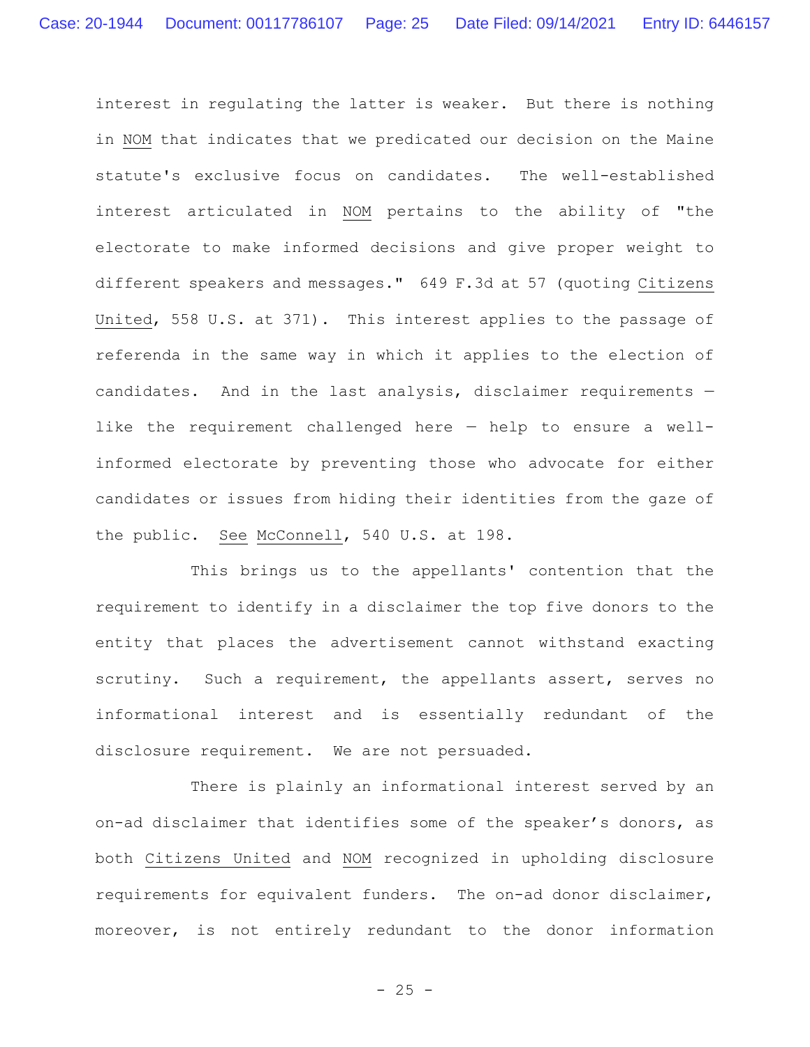interest in regulating the latter is weaker. But there is nothing in NOM that indicates that we predicated our decision on the Maine statute's exclusive focus on candidates. The well-established interest articulated in NOM pertains to the ability of "the electorate to make informed decisions and give proper weight to different speakers and messages." 649 F.3d at 57 (quoting Citizens United, 558 U.S. at 371). This interest applies to the passage of referenda in the same way in which it applies to the election of candidates. And in the last analysis, disclaimer requirements — like the requirement challenged here — help to ensure a well-informed electorate by preventing those who advocate for either candidates or issues from hiding their identities from the gaze of the public. See McConnell, 540 U.S. at 198.

This brings us to the appellants' contention that the requirement to identify in a disclaimer the top five donors to the entity that places the advertisement cannot withstand exacting scrutiny. Such a requirement, the appellants assert, serves no informational interest and is essentially redundant of the disclosure requirement. We are not persuaded.

There is plainly an informational interest served by an on-ad disclaimer that identifies some of the speaker's donors, as both Citizens United and NOM recognized in upholding disclosure requirements for equivalent funders. The on-ad donor disclaimer, moreover, is not entirely redundant to the donor information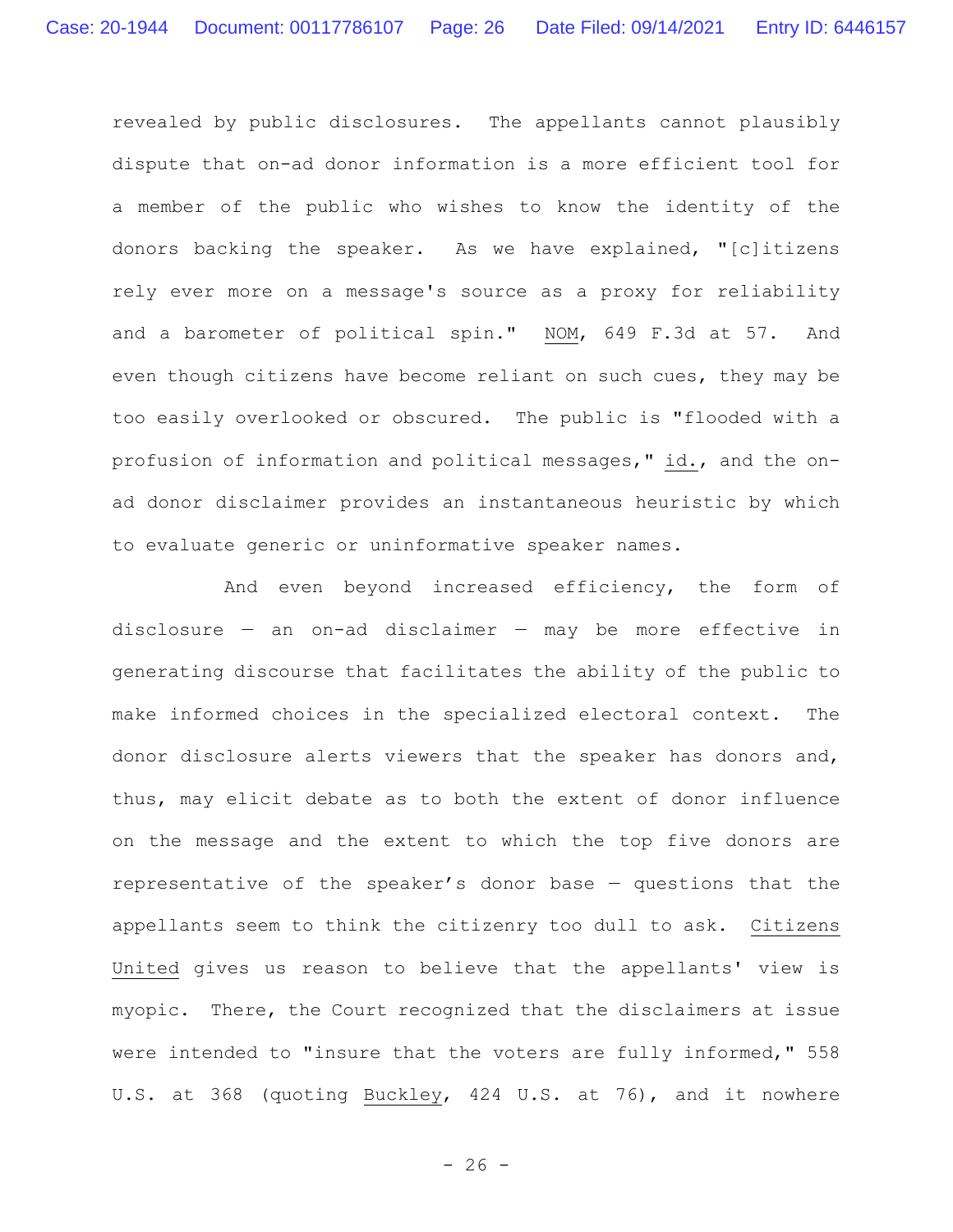revealed by public disclosures. The appellants cannot plausibly dispute that on-ad donor information is a more efficient tool for a member of the public who wishes to know the identity of the donors backing the speaker. As we have explained, "[c]itizens rely ever more on a message's source as a proxy for reliability and a barometer of political spin." NOM, 649 F.3d at 57. And even though citizens have become reliant on such cues, they may be too easily overlooked or obscured. The public is "flooded with a profusion of information and political messages," id., and the on-ad donor disclaimer provides an instantaneous heuristic by which to evaluate generic or uninformative speaker names.

And even beyond increased efficiency, the form of disclosure — an on-ad disclaimer — may be more effective in generating discourse that facilitates the ability of the public to make informed choices in the specialized electoral context. The donor disclosure alerts viewers that the speaker has donors and, thus, may elicit debate as to both the extent of donor influence on the message and the extent to which the top five donors are representative of the speaker's donor base — questions that the appellants seem to think the citizenry too dull to ask. Citizens United gives us reason to believe that the appellants' view is myopic. There, the Court recognized that the disclaimers at issue were intended to "insure that the voters are fully informed," 558 U.S. at 368 (quoting Buckley, 424 U.S. at 76), and it nowhere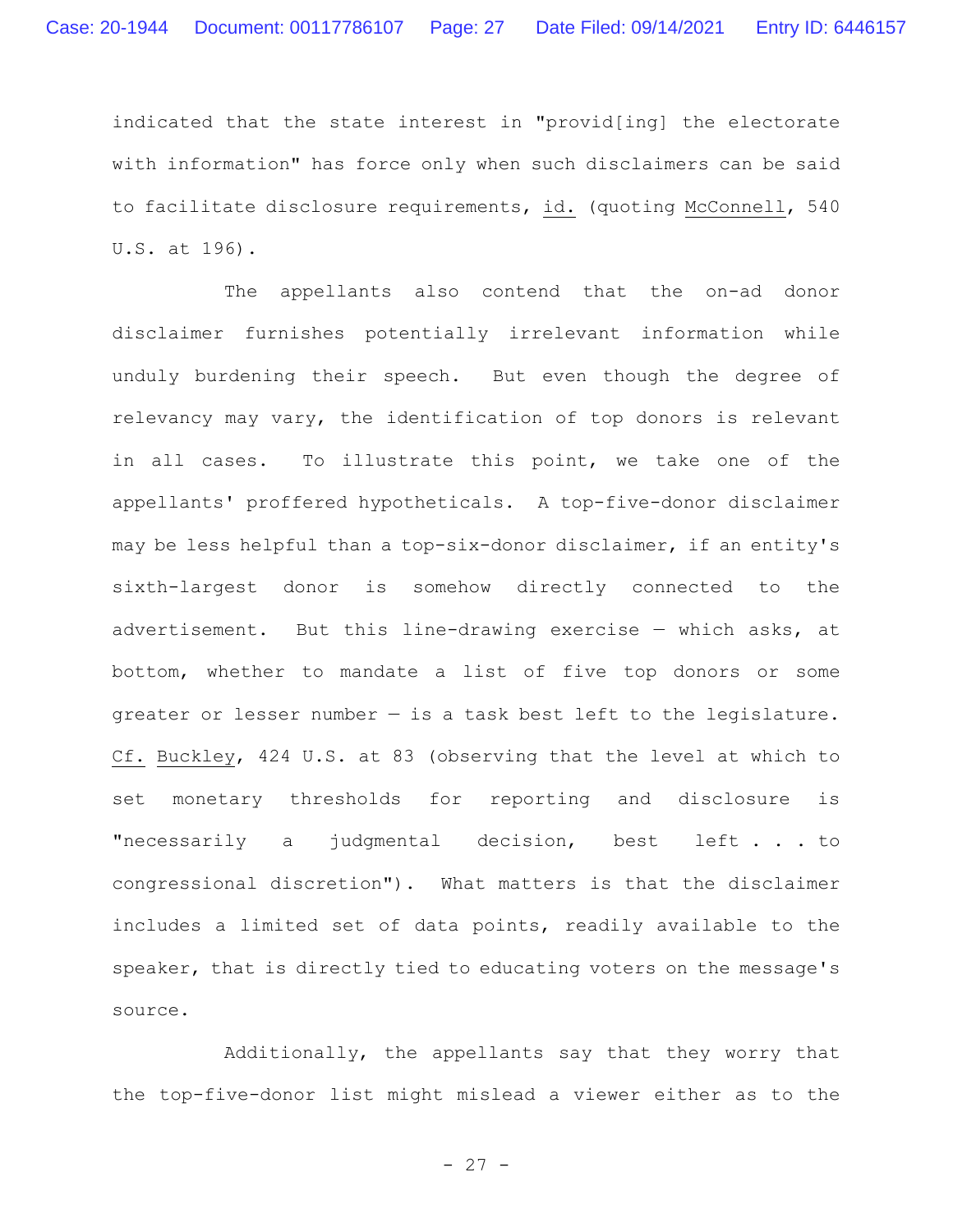indicated that the state interest in "provid[ing] the electorate with information" has force only when such disclaimers can be said to facilitate disclosure requirements, id. (quoting McConnell, 540 U.S. at 196).

The appellants also contend that the on-ad donor disclaimer furnishes potentially irrelevant information while unduly burdening their speech. But even though the degree of relevancy may vary, the identification of top donors is relevant in all cases. To illustrate this point, we take one of the appellants' proffered hypotheticals. A top-five-donor disclaimer may be less helpful than a top-six-donor disclaimer, if an entity's sixth-largest donor is somehow directly connected to the advertisement. But this line-drawing exercise — which asks, at bottom, whether to mandate a list of five top donors or some greater or lesser number — is a task best left to the legislature. Cf. Buckley, 424 U.S. at 83 (observing that the level at which to set monetary thresholds for reporting and disclosure is "necessarily a judgmental decision, best left . . . to congressional discretion"). What matters is that the disclaimer includes a limited set of data points, readily available to the speaker, that is directly tied to educating voters on the message's source.

Additionally, the appellants say that they worry that the top-five-donor list might mislead a viewer either as to the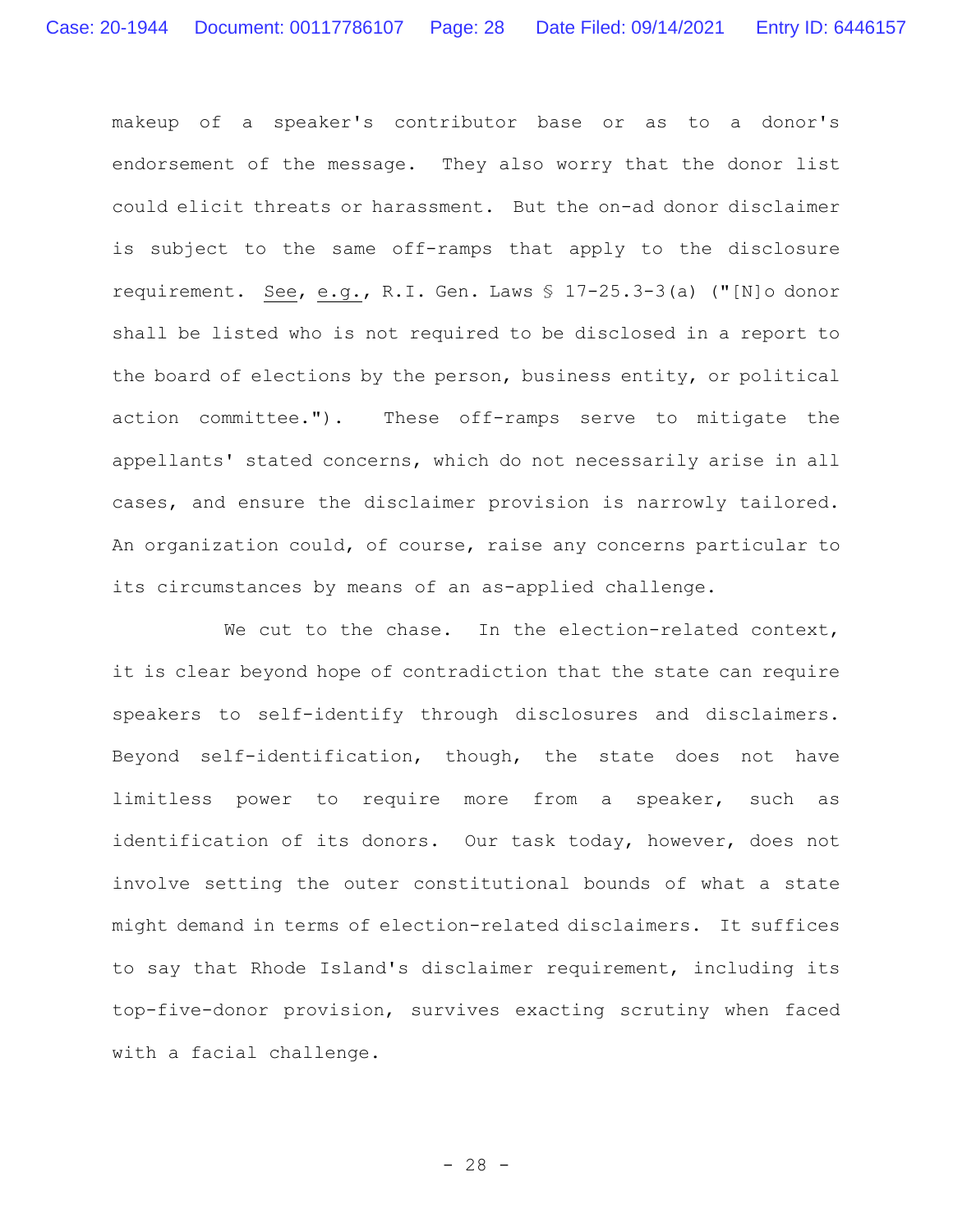makeup of a speaker's contributor base or as to a donor's endorsement of the message. They also worry that the donor list could elicit threats or harassment. But the on-ad donor disclaimer is subject to the same off-ramps that apply to the disclosure requirement. See, e.g., R.I. Gen. Laws § 17-25.3-3(a) ("[N]o donor shall be listed who is not required to be disclosed in a report to the board of elections by the person, business entity, or political action committee."). These off-ramps serve to mitigate the appellants' stated concerns, which do not necessarily arise in all cases, and ensure the disclaimer provision is narrowly tailored. An organization could, of course, raise any concerns particular to its circumstances by means of an as-applied challenge.

We cut to the chase. In the election-related context, it is clear beyond hope of contradiction that the state can require speakers to self-identify through disclosures and disclaimers. Beyond self-identification, though, the state does not have limitless power to require more from a speaker, such as identification of its donors. Our task today, however, does not involve setting the outer constitutional bounds of what a state might demand in terms of election-related disclaimers. It suffices to say that Rhode Island's disclaimer requirement, including its top-five-donor provision, survives exacting scrutiny when faced with a facial challenge.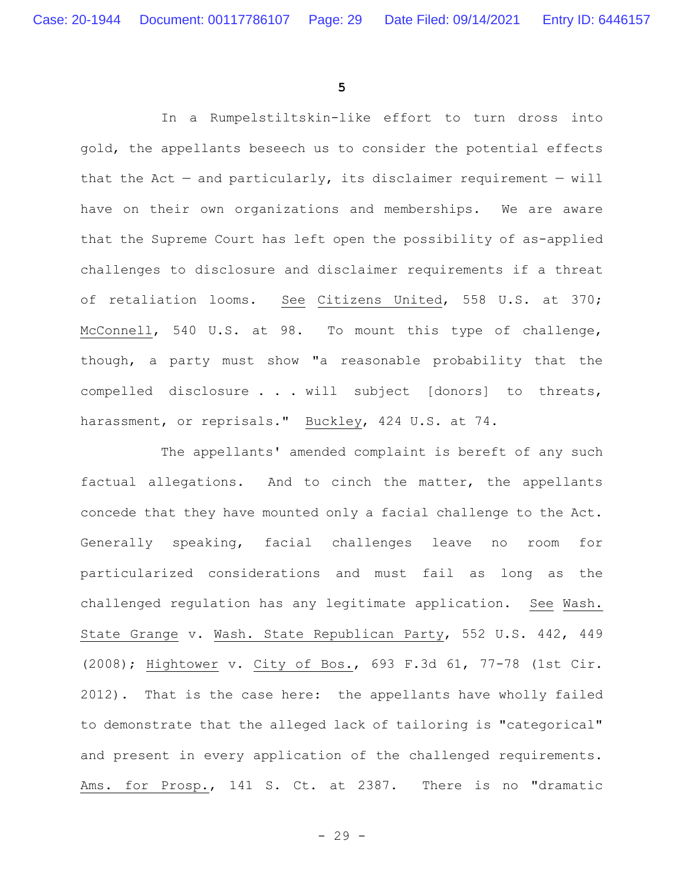## 5

In a Rumpelstiltskin-like effort to turn dross into gold, the appellants beseech us to consider the potential effects that the Act — and particularly, its disclaimer requirement — will have on their own organizations and memberships. We are aware that the Supreme Court has left open the possibility of as-applied challenges to disclosure and disclaimer requirements if a threat of retaliation looms. See Citizens United, 558 U.S. at 370; McConnell, 540 U.S. at 98. To mount this type of challenge, though, a party must show "a reasonable probability that the compelled disclosure . . . will subject [donors] to threats, harassment, or reprisals." Buckley, 424 U.S. at 74.

The appellants' amended complaint is bereft of any such factual allegations. And to cinch the matter, the appellants concede that they have mounted only a facial challenge to the Act. Generally speaking, facial challenges leave no room for particularized considerations and must fail as long as the challenged regulation has any legitimate application. See Wash. State Grange v. Wash. State Republican Party, 552 U.S. 442, 449 (2008); Hightower v. City of Bos., 693 F.3d 61, 77-78 (1st Cir. 2012). That is the case here: the appellants have wholly failed to demonstrate that the alleged lack of tailoring is "categorical" and present in every application of the challenged requirements. Ams. for Prosp., 141 S. Ct. at 2387. There is no "dramatic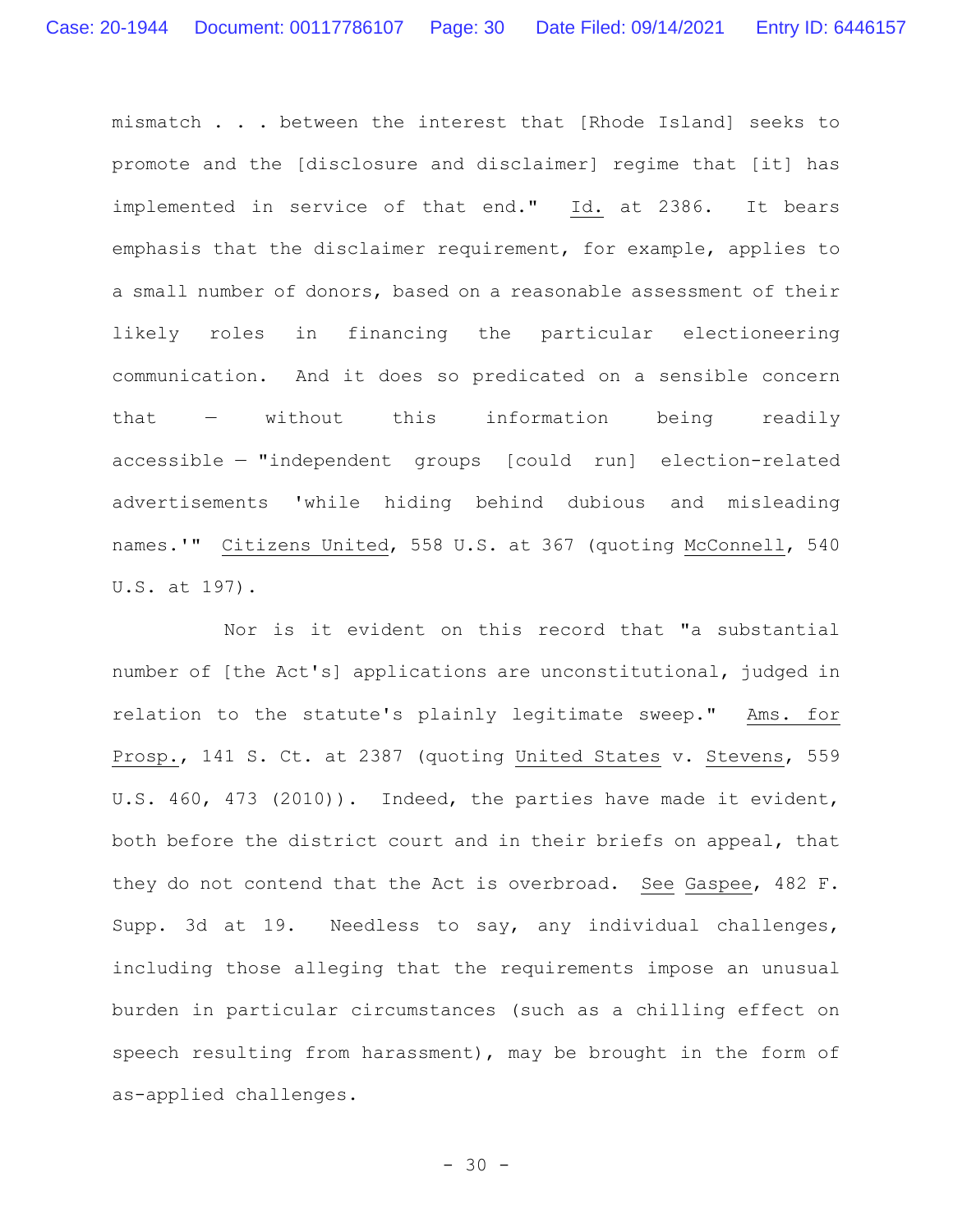mismatch . . . between the interest that [Rhode Island] seeks to promote and the [disclosure and disclaimer] regime that [it] has implemented in service of that end." Id. at 2386. It bears emphasis that the disclaimer requirement, for example, applies to a small number of donors, based on a reasonable assessment of their likely roles in financing the particular electioneering communication. And it does so predicated on a sensible concern that — without this information being readily accessible — "independent groups [could run] election-related advertisements 'while hiding behind dubious and misleading names.'" Citizens United, 558 U.S. at 367 (quoting McConnell, 540 U.S. at 197).

Nor is it evident on this record that "a substantial number of [the Act's] applications are unconstitutional, judged in relation to the statute's plainly legitimate sweep." Ams. for Prosp., 141 S. Ct. at 2387 (quoting United States v. Stevens, 559 U.S. 460, 473 (2010)). Indeed, the parties have made it evident, both before the district court and in their briefs on appeal, that they do not contend that the Act is overbroad. See Gaspee, 482 F. Supp. 3d at 19. Needless to say, any individual challenges, including those alleging that the requirements impose an unusual burden in particular circumstances (such as a chilling effect on speech resulting from harassment), may be brought in the form of as-applied challenges.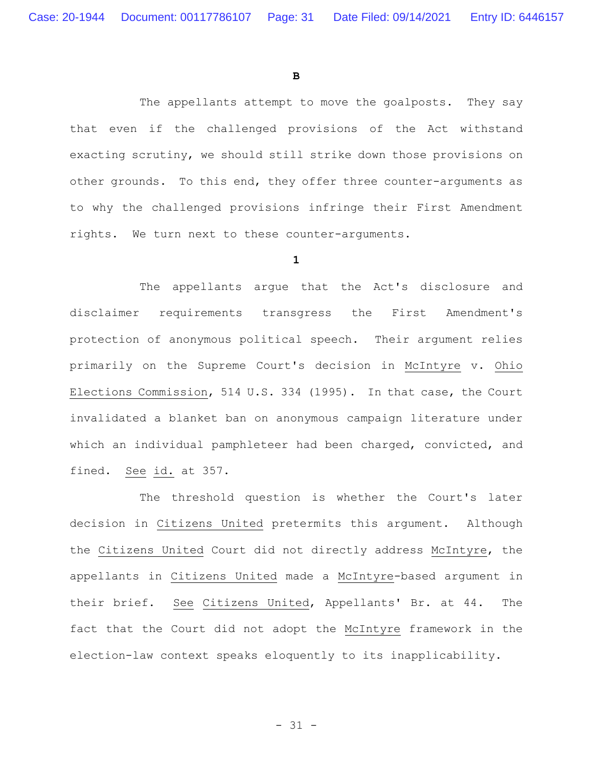**B**

The appellants attempt to move the goalposts. They say that even if the challenged provisions of the Act withstand exacting scrutiny, we should still strike down those provisions on other grounds. To this end, they offer three counter-arguments as to why the challenged provisions infringe their First Amendment rights. We turn next to these counter-arguments.

**1**

The appellants argue that the Act's disclosure and disclaimer requirements transgress the First Amendment's protection of anonymous political speech. Their argument relies primarily on the Supreme Court's decision in McIntyre v. Ohio Elections Commission, 514 U.S. 334 (1995). In that case, the Court invalidated a blanket ban on anonymous campaign literature under which an individual pamphleteer had been charged, convicted, and fined. See id. at 357.

The threshold question is whether the Court's later decision in Citizens United pretermits this argument. Although the Citizens United Court did not directly address McIntyre, the appellants in Citizens United made a McIntyre-based argument in their brief. See Citizens United, Appellants' Br. at 44. The fact that the Court did not adopt the McIntyre framework in the election-law context speaks eloquently to its inapplicability.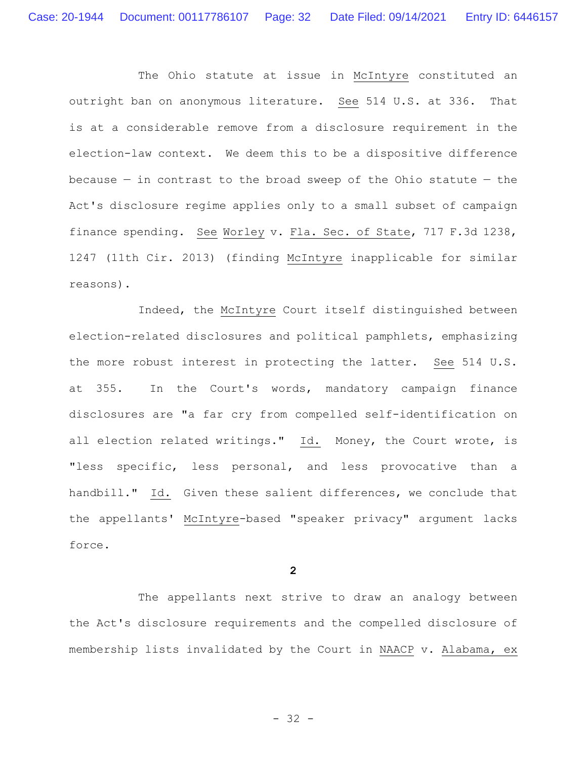The Ohio statute at issue in McIntyre constituted an outright ban on anonymous literature. See 514 U.S. at 336. That is at a considerable remove from a disclosure requirement in the election-law context. We deem this to be a dispositive difference because — in contrast to the broad sweep of the Ohio statute — the Act's disclosure regime applies only to a small subset of campaign finance spending. See Worley v. Fla. Sec. of State, 717 F.3d 1238, 1247 (11th Cir. 2013) (finding McIntyre inapplicable for similar reasons).

Indeed, the McIntyre Court itself distinguished between election-related disclosures and political pamphlets, emphasizing the more robust interest in protecting the latter. See 514 U.S. at 355. In the Court's words, mandatory campaign finance disclosures are "a far cry from compelled self-identification on all election related writings." Id. Money, the Court wrote, is "less specific, less personal, and less provocative than a handbill." Id. Given these salient differences, we conclude that the appellants' McIntyre-based "speaker privacy" argument lacks force.

**2**

The appellants next strive to draw an analogy between the Act's disclosure requirements and the compelled disclosure of membership lists invalidated by the Court in NAACP v. Alabama, ex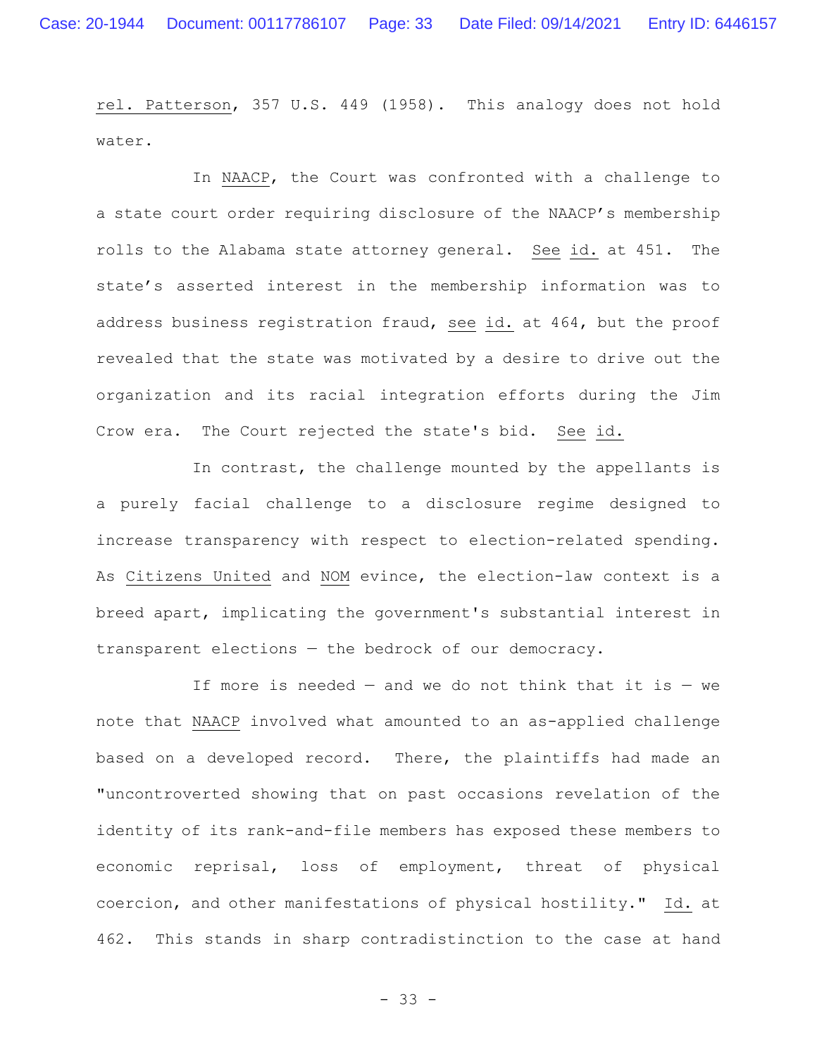rel. Patterson, 357 U.S. 449 (1958). This analogy does not hold water.

In NAACP, the Court was confronted with a challenge to a state court order requiring disclosure of the NAACP's membership rolls to the Alabama state attorney general. See id. at 451. The state's asserted interest in the membership information was to address business registration fraud, see id. at 464, but the proof revealed that the state was motivated by a desire to drive out the organization and its racial integration efforts during the Jim Crow era. The Court rejected the state's bid. See id.

In contrast, the challenge mounted by the appellants is a purely facial challenge to a disclosure regime designed to increase transparency with respect to election-related spending. As Citizens United and NOM evince, the election-law context is a breed apart, implicating the government's substantial interest in transparent elections — the bedrock of our democracy.

If more is needed — and we do not think that it is — we note that NAACP involved what amounted to an as-applied challenge based on a developed record. There, the plaintiffs had made an "uncontroverted showing that on past occasions revelation of the identity of its rank-and-file members has exposed these members to economic reprisal, loss of employment, threat of physical coercion, and other manifestations of physical hostility." Id. at 462. This stands in sharp contradistinction to the case at hand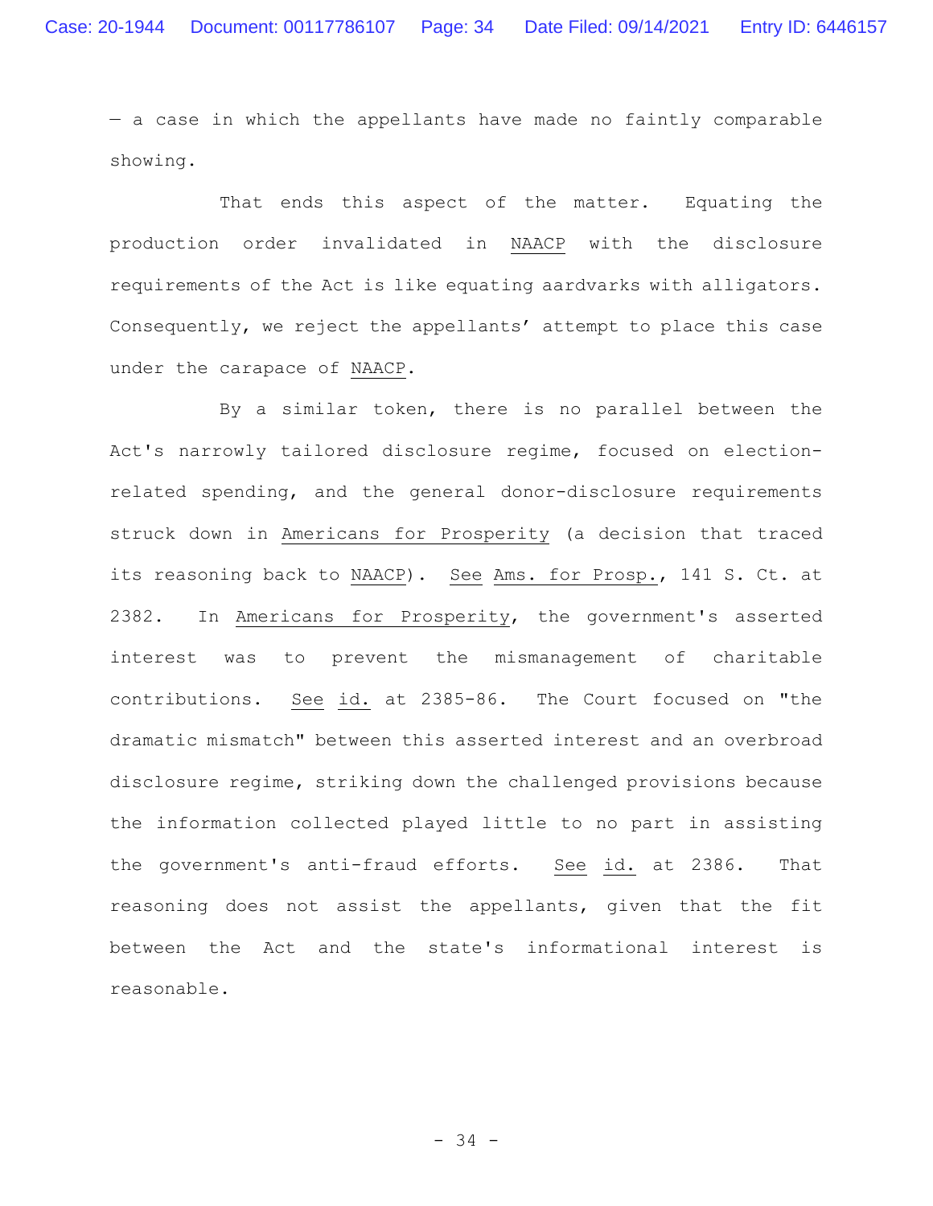— a case in which the appellants have made no faintly comparable showing.

That ends this aspect of the matter. Equating the production order invalidated in NAACP with the disclosure requirements of the Act is like equating aardvarks with alligators. Consequently, we reject the appellants' attempt to place this case under the carapace of NAACP.

By a similar token, there is no parallel between the Act's narrowly tailored disclosure regime, focused on election-related spending, and the general donor-disclosure requirements struck down in Americans for Prosperity (a decision that traced its reasoning back to NAACP). See Ams. for Prosp., 141 S. Ct. at 2382. In Americans for Prosperity, the government's asserted interest was to prevent the mismanagement of charitable contributions. See id. at 2385-86. The Court focused on "the dramatic mismatch" between this asserted interest and an overbroad disclosure regime, striking down the challenged provisions because the information collected played little to no part in assisting the government's anti-fraud efforts. See id. at 2386. That reasoning does not assist the appellants, given that the fit between the Act and the state's informational interest is reasonable.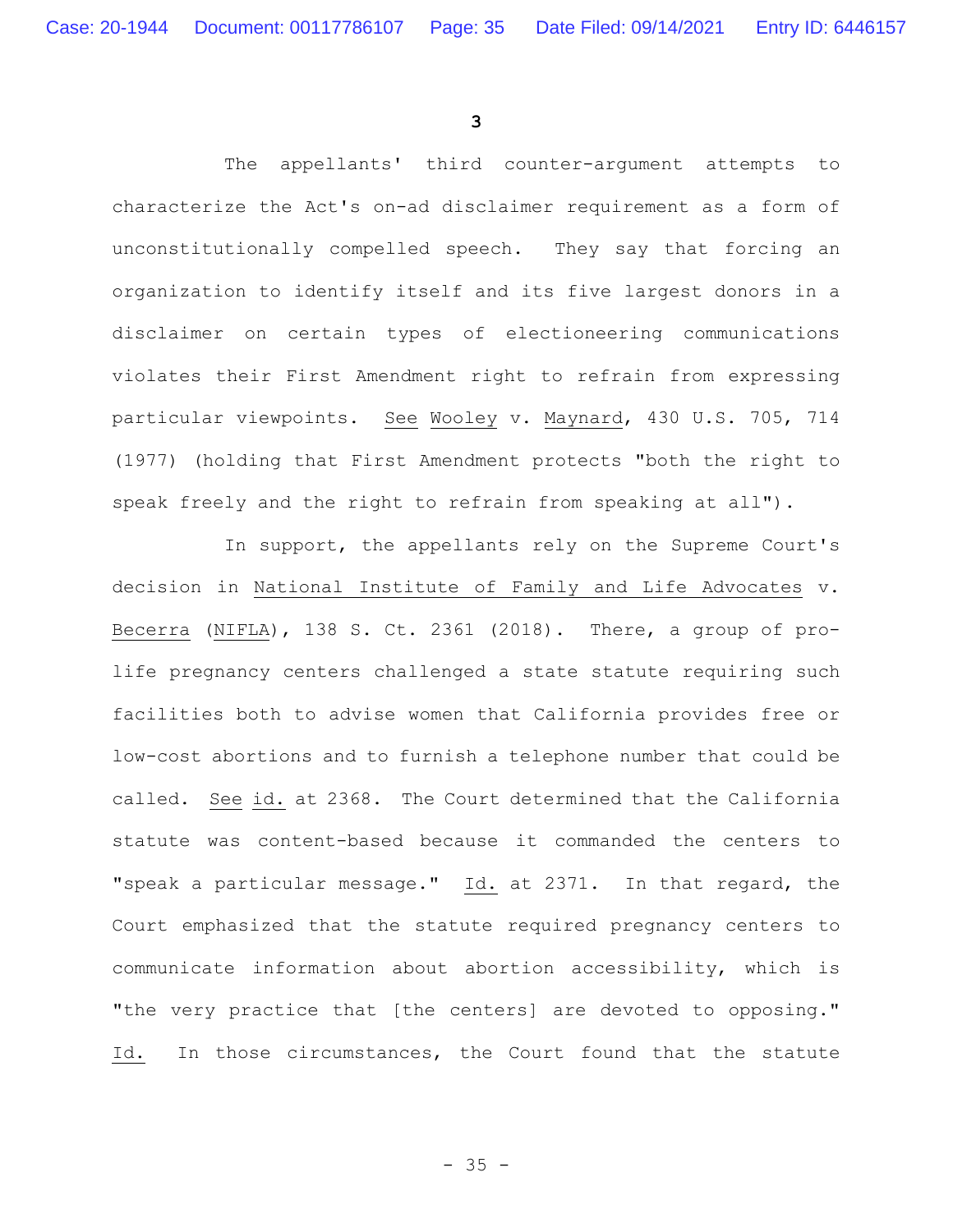### 3

The appellants' third counter-argument attempts to characterize the Act's on-ad disclaimer requirement as a form of unconstitutionally compelled speech. They say that forcing an organization to identify itself and its five largest donors in a disclaimer on certain types of electioneering communications violates their First Amendment right to refrain from expressing particular viewpoints. See Wooley v. Maynard, 430 U.S. 705, 714 (1977) (holding that First Amendment protects "both the right to speak freely and the right to refrain from speaking at all").

In support, the appellants rely on the Supreme Court's decision in National Institute of Family and Life Advocates v. Becerra (NIFLA), 138 S. Ct. 2361 (2018). There, a group of pro-life pregnancy centers challenged a state statute requiring such facilities both to advise women that California provides free or low-cost abortions and to furnish a telephone number that could be called. See id. at 2368. The Court determined that the California statute was content-based because it commanded the centers to "speak a particular message." Id. at 2371. In that regard, the Court emphasized that the statute required pregnancy centers to communicate information about abortion accessibility, which is "the very practice that [the centers] are devoted to opposing." Id. In those circumstances, the Court found that the statute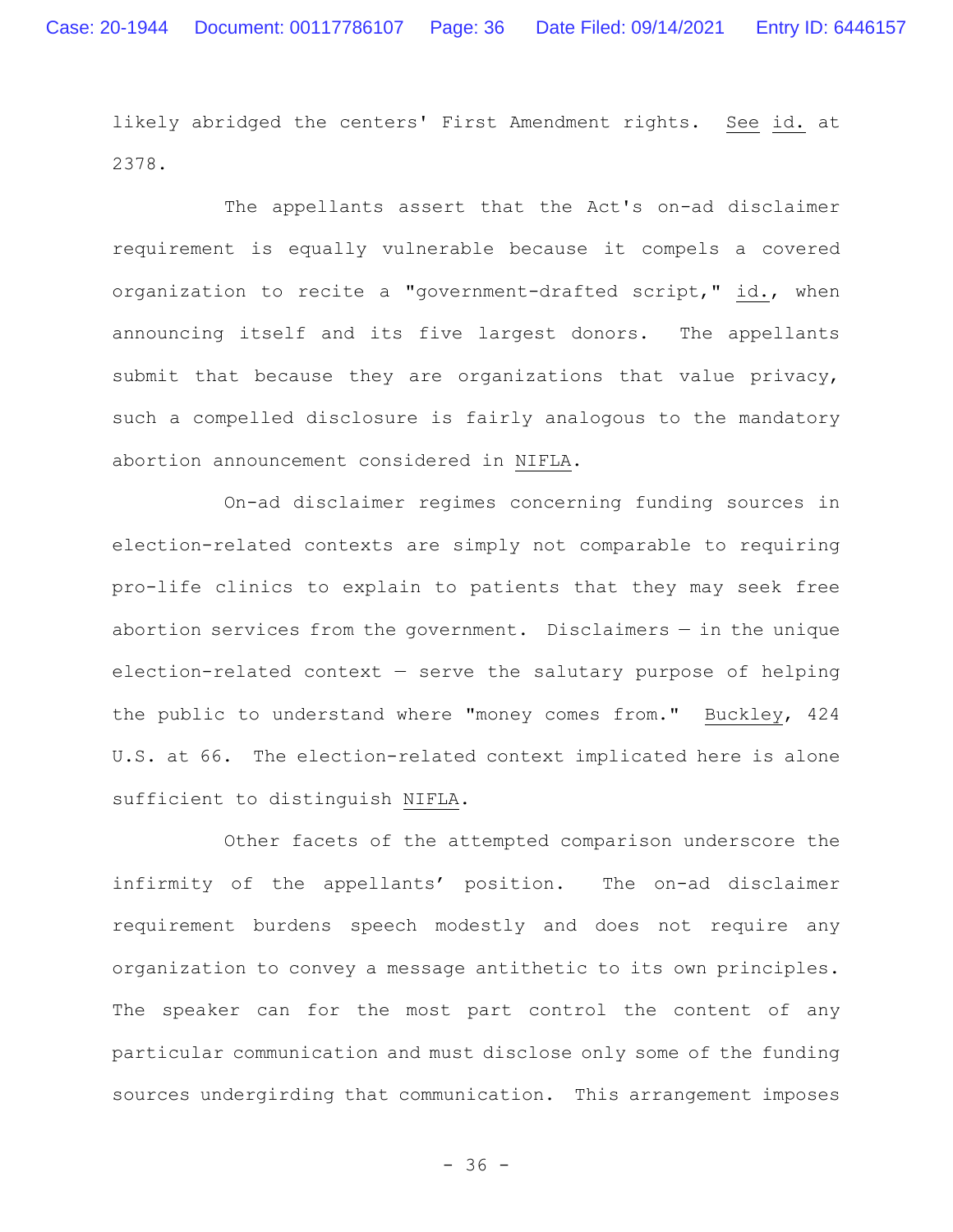likely abridged the centers' First Amendment rights. See id. at 2378.

The appellants assert that the Act's on-ad disclaimer requirement is equally vulnerable because it compels a covered organization to recite a "government-drafted script," id., when announcing itself and its five largest donors. The appellants submit that because they are organizations that value privacy, such a compelled disclosure is fairly analogous to the mandatory abortion announcement considered in NIFLA.

On-ad disclaimer regimes concerning funding sources in election-related contexts are simply not comparable to requiring pro-life clinics to explain to patients that they may seek free abortion services from the government. Disclaimers — in the unique election-related context — serve the salutary purpose of helping the public to understand where "money comes from." Buckley, 424 U.S. at 66. The election-related context implicated here is alone sufficient to distinguish NIFLA.

Other facets of the attempted comparison underscore the infirmity of the appellants' position. The on-ad disclaimer requirement burdens speech modestly and does not require any organization to convey a message antithetic to its own principles. The speaker can for the most part control the content of any particular communication and must disclose only some of the funding sources undergirding that communication. This arrangement imposes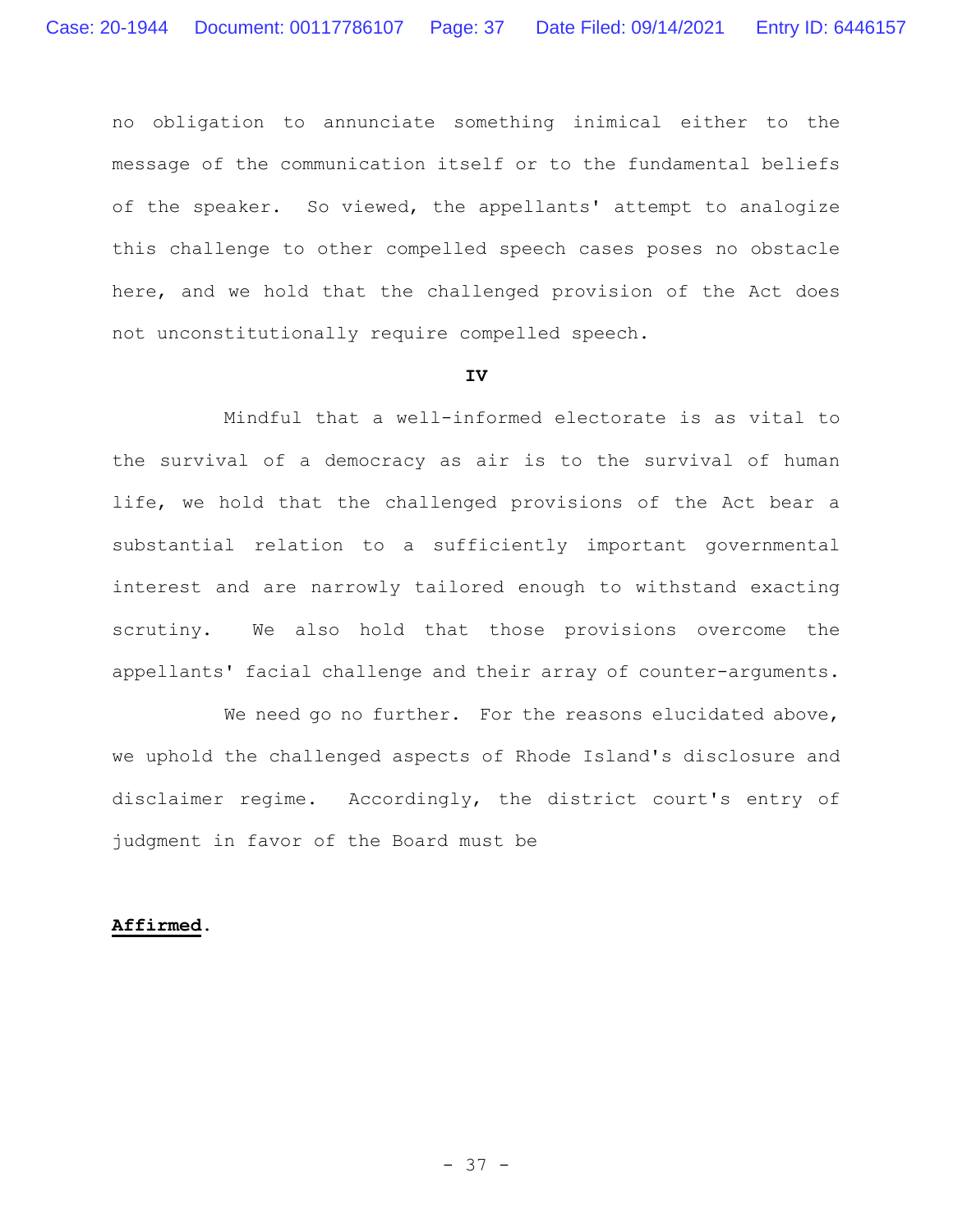no obligation to annunciate something inimical either to the message of the communication itself or to the fundamental beliefs of the speaker. So viewed, the appellants' attempt to analogize this challenge to other compelled speech cases poses no obstacle here, and we hold that the challenged provision of the Act does not unconstitutionally require compelled speech.

**IV**

Mindful that a well-informed electorate is as vital to the survival of a democracy as air is to the survival of human life, we hold that the challenged provisions of the Act bear a substantial relation to a sufficiently important governmental interest and are narrowly tailored enough to withstand exacting scrutiny. We also hold that those provisions overcome the appellants' facial challenge and their array of counter-arguments.

We need go no further. For the reasons elucidated above, we uphold the challenged aspects of Rhode Island's disclosure and disclaimer regime. Accordingly, the district court's entry of judgment in favor of the Board must be

**Affirmed**.